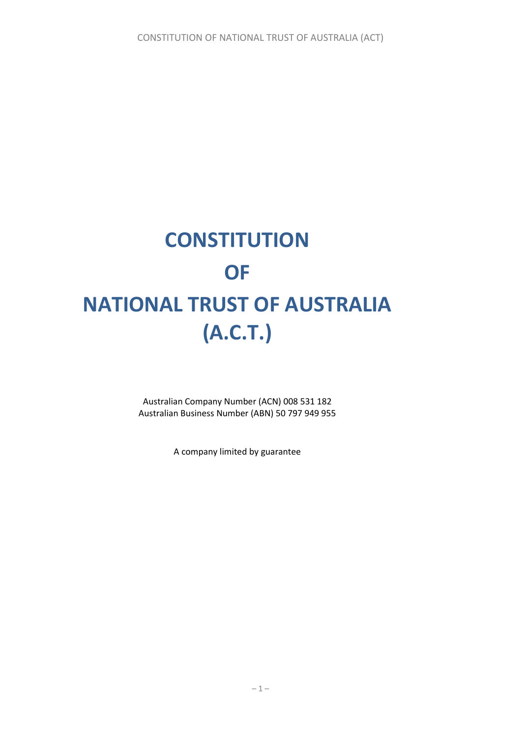# CONSTITUTION

# OF

# NATIONAL TRUST OF AUSTRALIA (A.C.T.)

Australian Company Number (ACN) 008 531 182
Australian Business Number (ABN) 50 797 949 955

A company limited by guarantee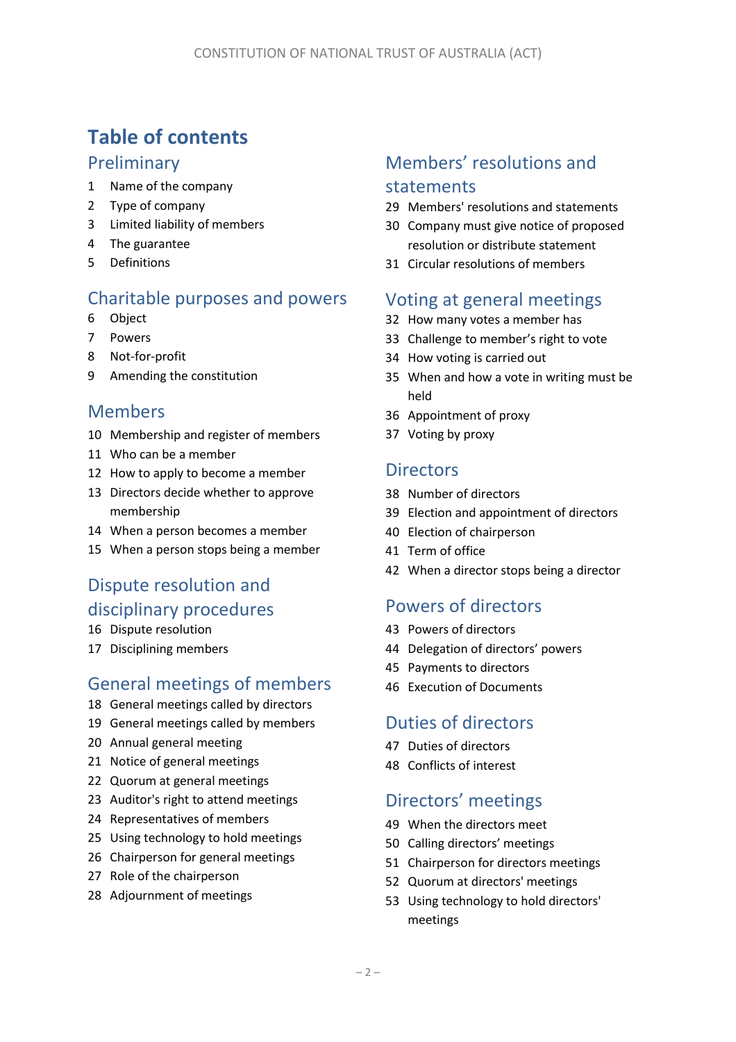# Table of contents

## Preliminary

1 Name of the company
2 Type of company
3 Limited liability of members
4 The guarantee
5 Definitions

## Charitable purposes and powers

6 Object
7 Powers
8 Not-for-profit
9 Amending the constitution

## Members

10 Membership and register of members
11 Who can be a member
12 How to apply to become a member
13 Directors decide whether to approve membership
14 When a person becomes a member
15 When a person stops being a member

## Dispute resolution and disciplinary procedures

16 Dispute resolution
17 Disciplining members

## General meetings of members

18 General meetings called by directors
19 General meetings called by members
20 Annual general meeting
21 Notice of general meetings
22 Quorum at general meetings
23 Auditor's right to attend meetings
24 Representatives of members
25 Using technology to hold meetings
26 Chairperson for general meetings
27 Role of the chairperson
28 Adjournment of meetings

## Members' resolutions and statements

29 Members' resolutions and statements
30 Company must give notice of proposed resolution or distribute statement
31 Circular resolutions of members

## Voting at general meetings

32 How many votes a member has
33 Challenge to member's right to vote
34 How voting is carried out
35 When and how a vote in writing must be held
36 Appointment of proxy
37 Voting by proxy

## Directors

38 Number of directors
39 Election and appointment of directors
40 Election of chairperson
41 Term of office
42 When a director stops being a director

## Powers of directors

43 Powers of directors
44 Delegation of directors' powers
45 Payments to directors
46 Execution of Documents

## Duties of directors

47 Duties of directors
48 Conflicts of interest

## Directors' meetings

49 When the directors meet
50 Calling directors' meetings
51 Chairperson for directors meetings
52 Quorum at directors' meetings
53 Using technology to hold directors' meetings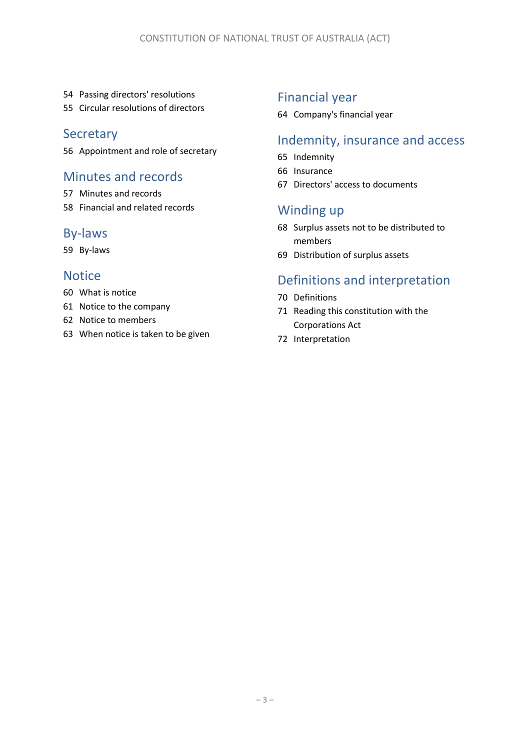54 Passing directors' resolutions
55 Circular resolutions of directors

## Secretary

56 Appointment and role of secretary

## Minutes and records

57 Minutes and records
58 Financial and related records

## By-laws

59 By-laws

## Notice

60 What is notice
61 Notice to the company
62 Notice to members
63 When notice is taken to be given

## Financial year

64 Company's financial year

## Indemnity, insurance and access

65 Indemnity
66 Insurance
67 Directors' access to documents

## Winding up

68 Surplus assets not to be distributed to members
69 Distribution of surplus assets

## Definitions and interpretation

70 Definitions
71 Reading this constitution with the Corporations Act
72 Interpretation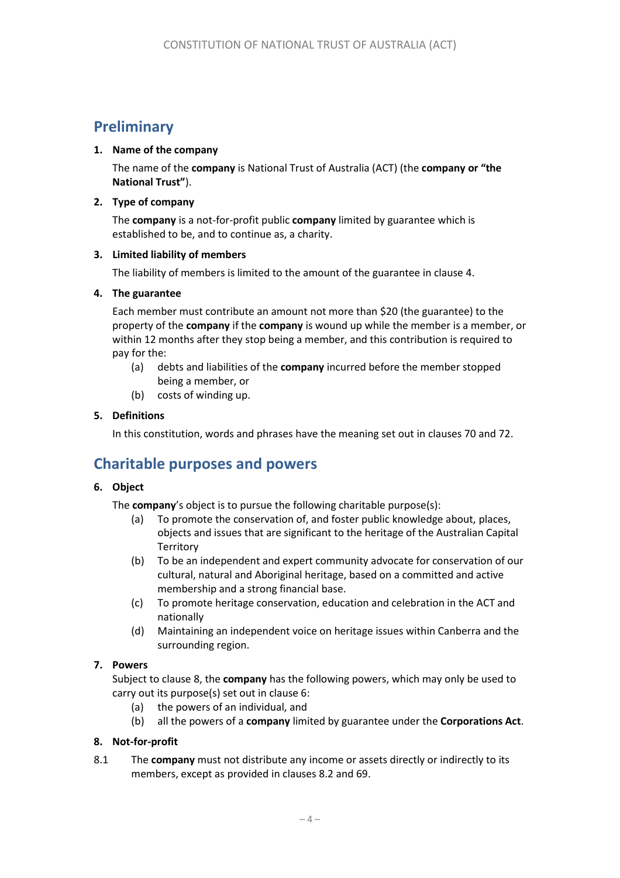## Preliminary

### 1. Name of the company

The name of the **company** is National Trust of Australia (ACT) (the **company or "the National Trust"**).

### 2. Type of company

The **company** is a not-for-profit public **company** limited by guarantee which is established to be, and to continue as, a charity.

### 3. Limited liability of members

The liability of members is limited to the amount of the guarantee in clause 4.

### 4. The guarantee

Each member must contribute an amount not more than $20 (the guarantee) to the property of the **company** if the **company** is wound up while the member is a member, or within 12 months after they stop being a member, and this contribution is required to pay for the:

(a) debts and liabilities of the **company** incurred before the member stopped being a member, or

(b) costs of winding up.

### 5. Definitions

In this constitution, words and phrases have the meaning set out in clauses 70 and 72.

## Charitable purposes and powers

### 6. Object

The **company**'s object is to pursue the following charitable purpose(s):

(a) To promote the conservation of, and foster public knowledge about, places, objects and issues that are significant to the heritage of the Australian Capital Territory

(b) To be an independent and expert community advocate for conservation of our cultural, natural and Aboriginal heritage, based on a committed and active membership and a strong financial base.

(c) To promote heritage conservation, education and celebration in the ACT and nationally

(d) Maintaining an independent voice on heritage issues within Canberra and the surrounding region.

### 7. Powers

Subject to clause 8, the **company** has the following powers, which may only be used to carry out its purpose(s) set out in clause 6:

(a) the powers of an individual, and

(b) all the powers of a **company** limited by guarantee under the **Corporations Act**.

### 8. Not-for-profit

8.1 The **company** must not distribute any income or assets directly or indirectly to its members, except as provided in clauses 8.2 and 69.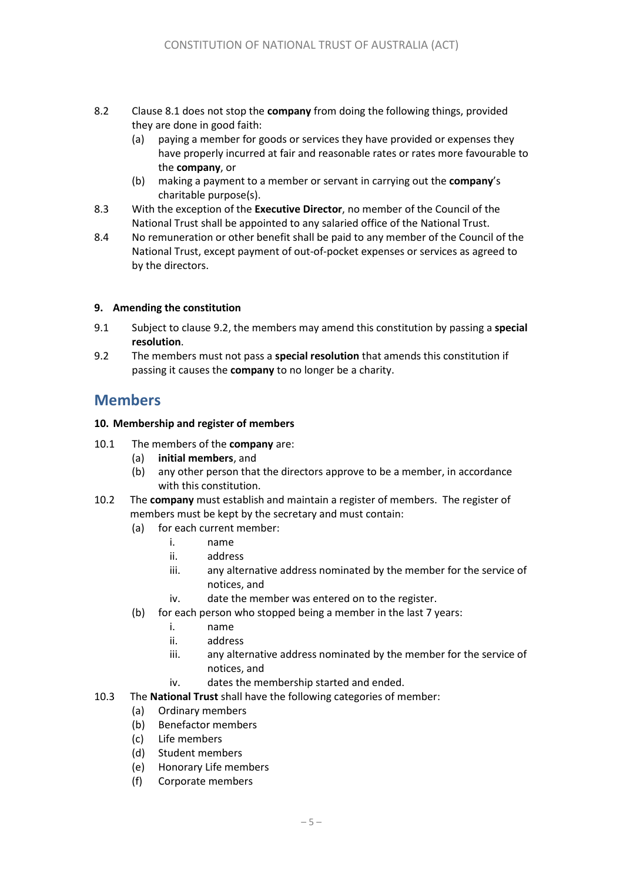8.2 Clause 8.1 does not stop the **company** from doing the following things, provided they are done in good faith:

   (a) paying a member for goods or services they have provided or expenses they have properly incurred at fair and reasonable rates or rates more favourable to the **company**, or

   (b) making a payment to a member or servant in carrying out the **company**'s charitable purpose(s).

8.3 With the exception of the **Executive Director**, no member of the Council of the National Trust shall be appointed to any salaried office of the National Trust.

8.4 No remuneration or other benefit shall be paid to any member of the Council of the National Trust, except payment of out-of-pocket expenses or services as agreed to by the directors.

**9. Amending the constitution**

9.1 Subject to clause 9.2, the members may amend this constitution by passing a **special resolution**.

9.2 The members must not pass a **special resolution** that amends this constitution if passing it causes the **company** to no longer be a charity.

## Members

**10. Membership and register of members**

10.1 The members of the **company** are:

   (a) **initial members**, and

   (b) any other person that the directors approve to be a member, in accordance with this constitution.

10.2 The **company** must establish and maintain a register of members. The register of members must be kept by the secretary and must contain:

   (a) for each current member:

      i. name

      ii. address

      iii. any alternative address nominated by the member for the service of notices, and

      iv. date the member was entered on to the register.

   (b) for each person who stopped being a member in the last 7 years:

      i. name

      ii. address

      iii. any alternative address nominated by the member for the service of notices, and

      iv. dates the membership started and ended.

10.3 The **National Trust** shall have the following categories of member:

   (a) Ordinary members

   (b) Benefactor members

   (c) Life members

   (d) Student members

   (e) Honorary Life members

   (f) Corporate members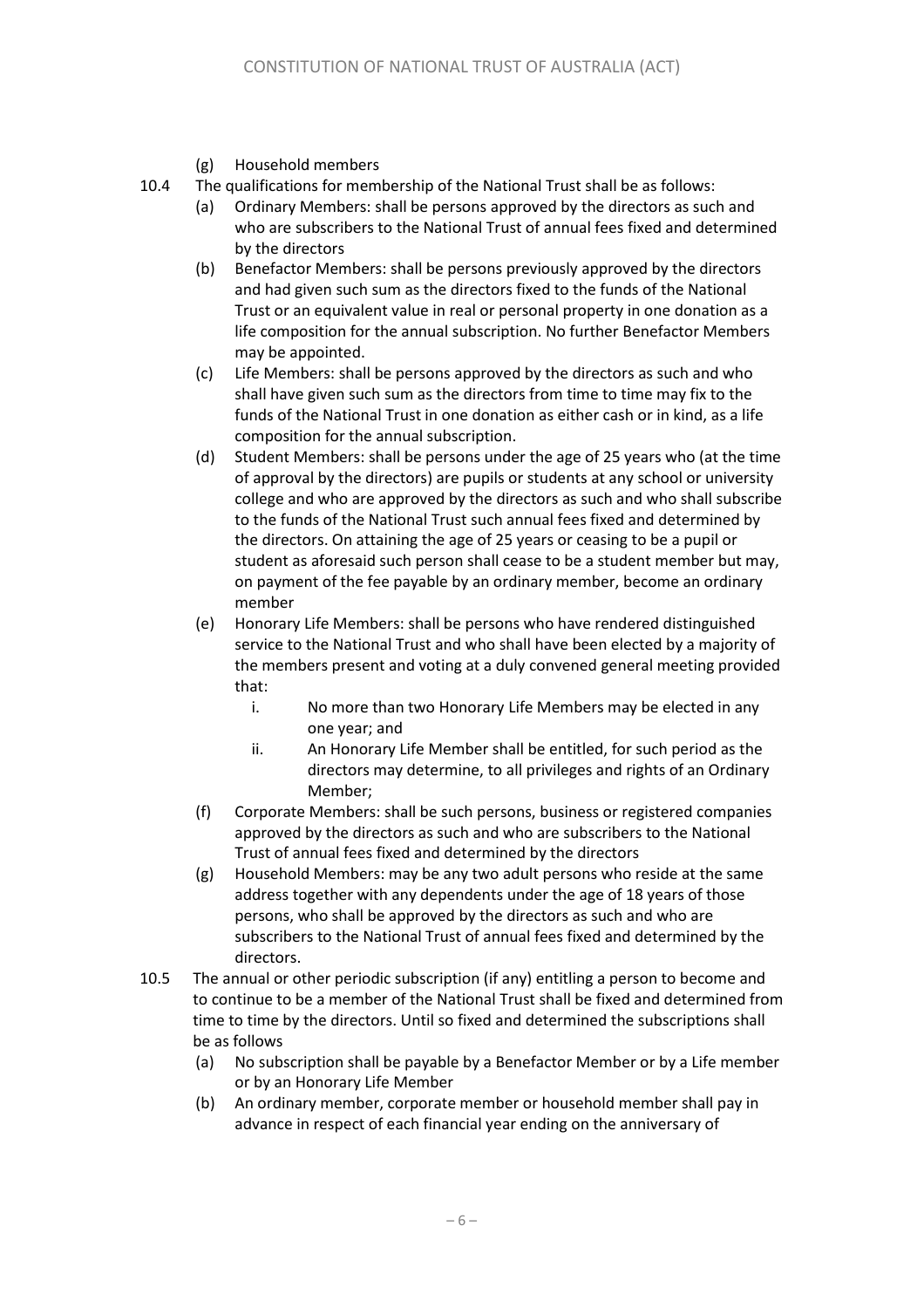(g) Household members

10.4 The qualifications for membership of the National Trust shall be as follows:

(a) Ordinary Members: shall be persons approved by the directors as such and who are subscribers to the National Trust of annual fees fixed and determined by the directors

(b) Benefactor Members: shall be persons previously approved by the directors and had given such sum as the directors fixed to the funds of the National Trust or an equivalent value in real or personal property in one donation as a life composition for the annual subscription. No further Benefactor Members may be appointed.

(c) Life Members: shall be persons approved by the directors as such and who shall have given such sum as the directors from time to time may fix to the funds of the National Trust in one donation as either cash or in kind, as a life composition for the annual subscription.

(d) Student Members: shall be persons under the age of 25 years who (at the time of approval by the directors) are pupils or students at any school or university college and who are approved by the directors as such and who shall subscribe to the funds of the National Trust such annual fees fixed and determined by the directors. On attaining the age of 25 years or ceasing to be a pupil or student as aforesaid such person shall cease to be a student member but may, on payment of the fee payable by an ordinary member, become an ordinary member

(e) Honorary Life Members: shall be persons who have rendered distinguished service to the National Trust and who shall have been elected by a majority of the members present and voting at a duly convened general meeting provided that:

   i. No more than two Honorary Life Members may be elected in any one year; and

   ii. An Honorary Life Member shall be entitled, for such period as the directors may determine, to all privileges and rights of an Ordinary Member;

(f) Corporate Members: shall be such persons, business or registered companies approved by the directors as such and who are subscribers to the National Trust of annual fees fixed and determined by the directors

(g) Household Members: may be any two adult persons who reside at the same address together with any dependents under the age of 18 years of those persons, who shall be approved by the directors as such and who are subscribers to the National Trust of annual fees fixed and determined by the directors.

10.5 The annual or other periodic subscription (if any) entitling a person to become and to continue to be a member of the National Trust shall be fixed and determined from time to time by the directors. Until so fixed and determined the subscriptions shall be as follows

(a) No subscription shall be payable by a Benefactor Member or by a Life member or by an Honorary Life Member

(b) An ordinary member, corporate member or household member shall pay in advance in respect of each financial year ending on the anniversary of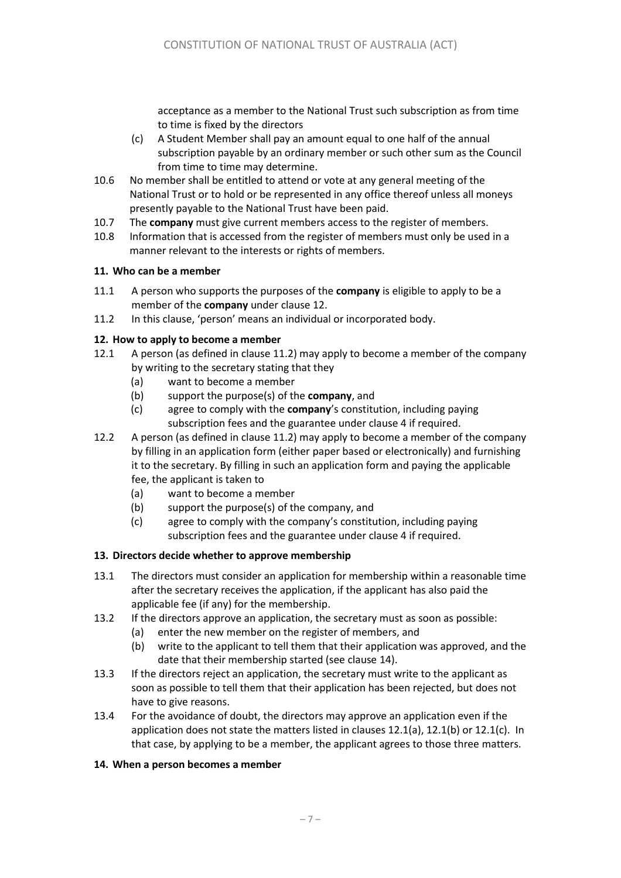acceptance as a member to the National Trust such subscription as from time to time is fixed by the directors

(c) A Student Member shall pay an amount equal to one half of the annual subscription payable by an ordinary member or such other sum as the Council from time to time may determine.

10.6 No member shall be entitled to attend or vote at any general meeting of the National Trust or to hold or be represented in any office thereof unless all moneys presently payable to the National Trust have been paid.

10.7 The **company** must give current members access to the register of members.

10.8 Information that is accessed from the register of members must only be used in a manner relevant to the interests or rights of members.

**11. Who can be a member**

11.1 A person who supports the purposes of the **company** is eligible to apply to be a member of the **company** under clause 12.

11.2 In this clause, 'person' means an individual or incorporated body.

**12. How to apply to become a member**

12.1 A person (as defined in clause 11.2) may apply to become a member of the company by writing to the secretary stating that they

(a) want to become a member

(b) support the purpose(s) of the **company**, and

(c) agree to comply with the **company**'s constitution, including paying subscription fees and the guarantee under clause 4 if required.

12.2 A person (as defined in clause 11.2) may apply to become a member of the company by filling in an application form (either paper based or electronically) and furnishing it to the secretary. By filling in such an application form and paying the applicable fee, the applicant is taken to

(a) want to become a member

(b) support the purpose(s) of the company, and

(c) agree to comply with the company's constitution, including paying subscription fees and the guarantee under clause 4 if required.

**13. Directors decide whether to approve membership**

13.1 The directors must consider an application for membership within a reasonable time after the secretary receives the application, if the applicant has also paid the applicable fee (if any) for the membership.

13.2 If the directors approve an application, the secretary must as soon as possible:

(a) enter the new member on the register of members, and

(b) write to the applicant to tell them that their application was approved, and the date that their membership started (see clause 14).

13.3 If the directors reject an application, the secretary must write to the applicant as soon as possible to tell them that their application has been rejected, but does not have to give reasons.

13.4 For the avoidance of doubt, the directors may approve an application even if the application does not state the matters listed in clauses 12.1(a), 12.1(b) or 12.1(c). In that case, by applying to be a member, the applicant agrees to those three matters.

**14. When a person becomes a member**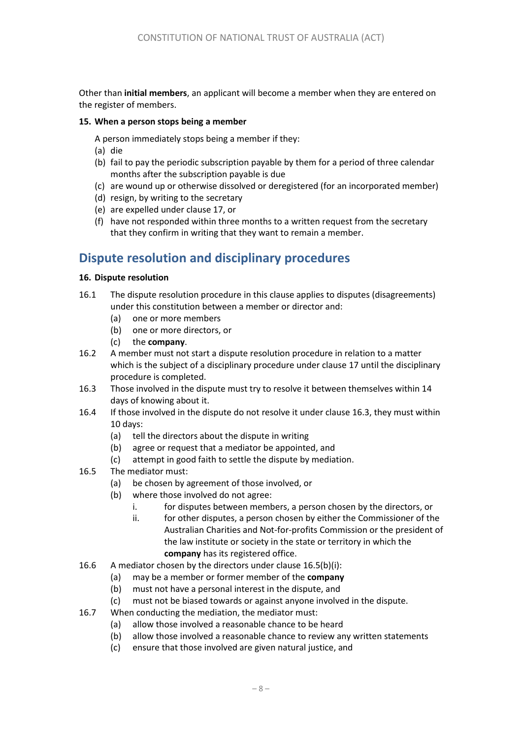Other than **initial members**, an applicant will become a member when they are entered on the register of members.

**15. When a person stops being a member**

A person immediately stops being a member if they:

(a) die

(b) fail to pay the periodic subscription payable by them for a period of three calendar months after the subscription payable is due

(c) are wound up or otherwise dissolved or deregistered (for an incorporated member)

(d) resign, by writing to the secretary

(e) are expelled under clause 17, or

(f) have not responded within three months to a written request from the secretary that they confirm in writing that they want to remain a member.

## Dispute resolution and disciplinary procedures

**16. Dispute resolution**

16.1 The dispute resolution procedure in this clause applies to disputes (disagreements) under this constitution between a member or director and:

(a) one or more members

(b) one or more directors, or

(c) the **company**.

16.2 A member must not start a dispute resolution procedure in relation to a matter which is the subject of a disciplinary procedure under clause 17 until the disciplinary procedure is completed.

16.3 Those involved in the dispute must try to resolve it between themselves within 14 days of knowing about it.

16.4 If those involved in the dispute do not resolve it under clause 16.3, they must within 10 days:

(a) tell the directors about the dispute in writing

(b) agree or request that a mediator be appointed, and

(c) attempt in good faith to settle the dispute by mediation.

16.5 The mediator must:

(a) be chosen by agreement of those involved, or

(b) where those involved do not agree:

i. for disputes between members, a person chosen by the directors, or

ii. for other disputes, a person chosen by either the Commissioner of the Australian Charities and Not-for-profits Commission or the president of the law institute or society in the state or territory in which the **company** has its registered office.

16.6 A mediator chosen by the directors under clause 16.5(b)(i):

(a) may be a member or former member of the **company**

(b) must not have a personal interest in the dispute, and

(c) must not be biased towards or against anyone involved in the dispute.

16.7 When conducting the mediation, the mediator must:

(a) allow those involved a reasonable chance to be heard

(b) allow those involved a reasonable chance to review any written statements

(c) ensure that those involved are given natural justice, and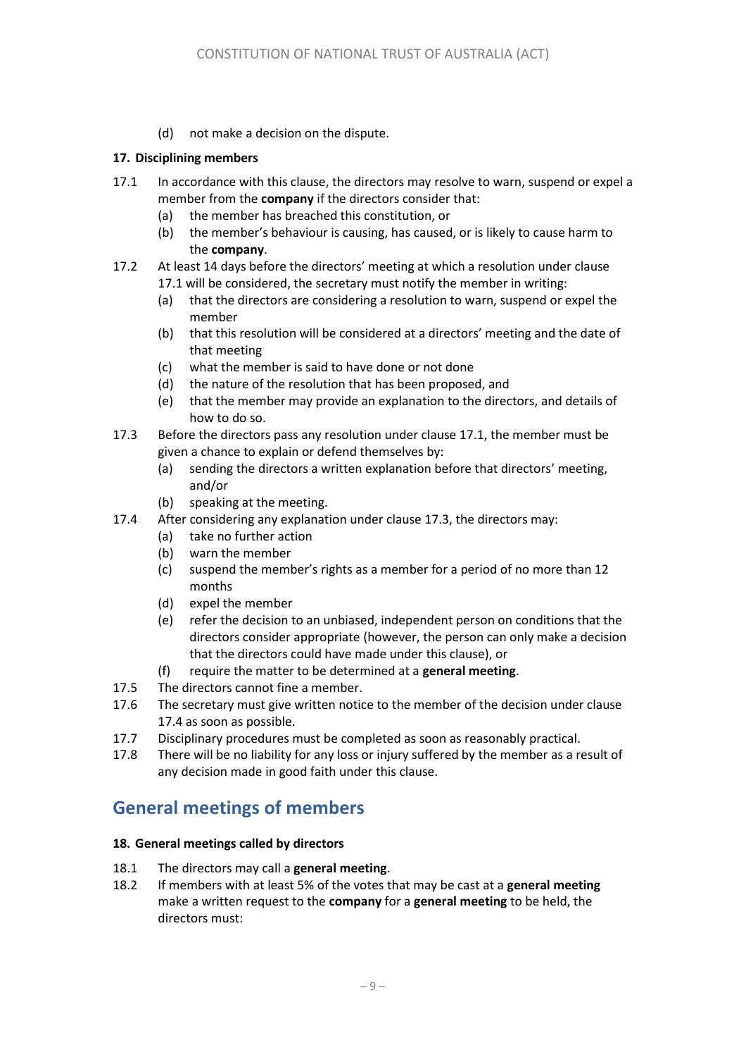(d) not make a decision on the dispute.

**17. Disciplining members**

17.1 In accordance with this clause, the directors may resolve to warn, suspend or expel a member from the **company** if the directors consider that:

(a) the member has breached this constitution, or

(b) the member's behaviour is causing, has caused, or is likely to cause harm to the **company**.

17.2 At least 14 days before the directors' meeting at which a resolution under clause 17.1 will be considered, the secretary must notify the member in writing:

(a) that the directors are considering a resolution to warn, suspend or expel the member

(b) that this resolution will be considered at a directors' meeting and the date of that meeting

(c) what the member is said to have done or not done

(d) the nature of the resolution that has been proposed, and

(e) that the member may provide an explanation to the directors, and details of how to do so.

17.3 Before the directors pass any resolution under clause 17.1, the member must be given a chance to explain or defend themselves by:

(a) sending the directors a written explanation before that directors' meeting, and/or

(b) speaking at the meeting.

17.4 After considering any explanation under clause 17.3, the directors may:

(a) take no further action

(b) warn the member

(c) suspend the member's rights as a member for a period of no more than 12 months

(d) expel the member

(e) refer the decision to an unbiased, independent person on conditions that the directors consider appropriate (however, the person can only make a decision that the directors could have made under this clause), or

(f) require the matter to be determined at a **general meeting**.

17.5 The directors cannot fine a member.

17.6 The secretary must give written notice to the member of the decision under clause 17.4 as soon as possible.

17.7 Disciplinary procedures must be completed as soon as reasonably practical.

17.8 There will be no liability for any loss or injury suffered by the member as a result of any decision made in good faith under this clause.

## General meetings of members

**18. General meetings called by directors**

18.1 The directors may call a **general meeting**.

18.2 If members with at least 5% of the votes that may be cast at a **general meeting** make a written request to the **company** for a **general meeting** to be held, the directors must: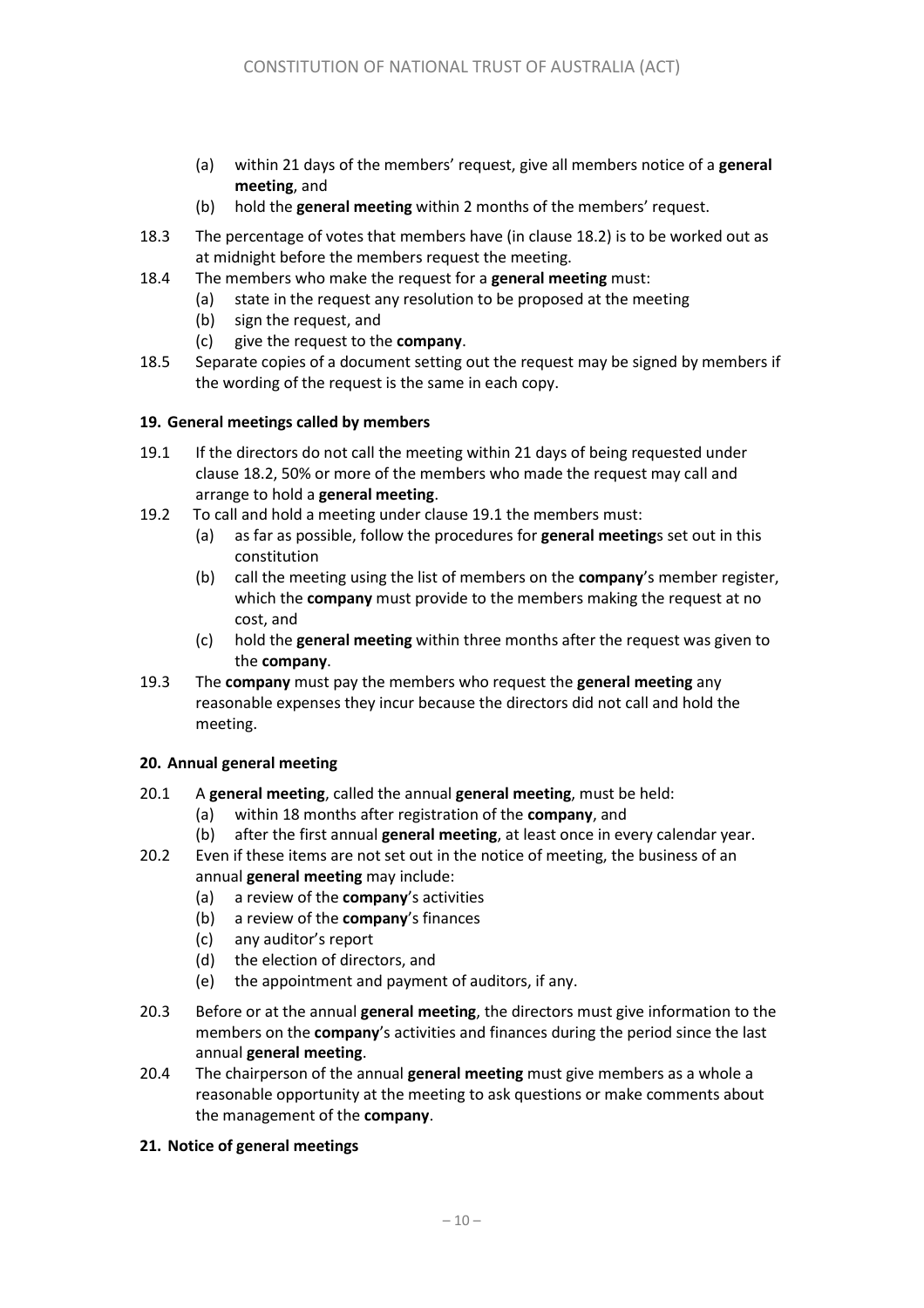(a) within 21 days of the members' request, give all members notice of a **general meeting**, and

(b) hold the **general meeting** within 2 months of the members' request.

18.3 The percentage of votes that members have (in clause 18.2) is to be worked out as at midnight before the members request the meeting.

18.4 The members who make the request for a **general meeting** must:

(a) state in the request any resolution to be proposed at the meeting

(b) sign the request, and

(c) give the request to the **company**.

18.5 Separate copies of a document setting out the request may be signed by members if the wording of the request is the same in each copy.

**19. General meetings called by members**

19.1 If the directors do not call the meeting within 21 days of being requested under clause 18.2, 50% or more of the members who made the request may call and arrange to hold a **general meeting**.

19.2 To call and hold a meeting under clause 19.1 the members must:

(a) as far as possible, follow the procedures for **general meeting**s set out in this constitution

(b) call the meeting using the list of members on the **company**'s member register, which the **company** must provide to the members making the request at no cost, and

(c) hold the **general meeting** within three months after the request was given to the **company**.

19.3 The **company** must pay the members who request the **general meeting** any reasonable expenses they incur because the directors did not call and hold the meeting.

**20. Annual general meeting**

20.1 A **general meeting**, called the annual **general meeting**, must be held:

(a) within 18 months after registration of the **company**, and

(b) after the first annual **general meeting**, at least once in every calendar year.

20.2 Even if these items are not set out in the notice of meeting, the business of an annual **general meeting** may include:

(a) a review of the **company**'s activities

(b) a review of the **company**'s finances

(c) any auditor's report

(d) the election of directors, and

(e) the appointment and payment of auditors, if any.

20.3 Before or at the annual **general meeting**, the directors must give information to the members on the **company**'s activities and finances during the period since the last annual **general meeting**.

20.4 The chairperson of the annual **general meeting** must give members as a whole a reasonable opportunity at the meeting to ask questions or make comments about the management of the **company**.

**21. Notice of general meetings**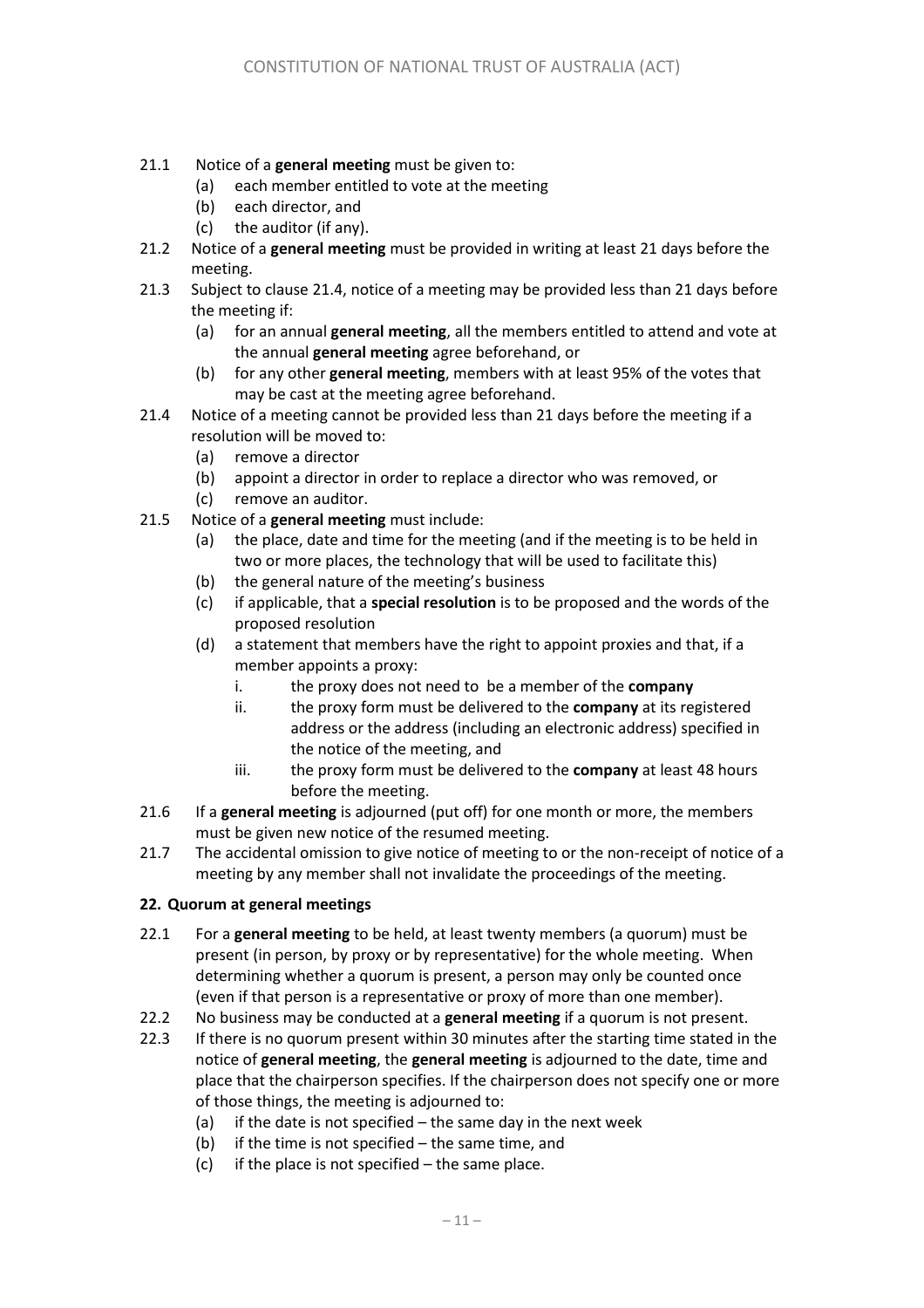21.1 Notice of a **general meeting** must be given to:

- (a) each member entitled to vote at the meeting
- (b) each director, and
- (c) the auditor (if any).

21.2 Notice of a **general meeting** must be provided in writing at least 21 days before the meeting.

21.3 Subject to clause 21.4, notice of a meeting may be provided less than 21 days before the meeting if:

- (a) for an annual **general meeting**, all the members entitled to attend and vote at the annual **general meeting** agree beforehand, or
- (b) for any other **general meeting**, members with at least 95% of the votes that may be cast at the meeting agree beforehand.

21.4 Notice of a meeting cannot be provided less than 21 days before the meeting if a resolution will be moved to:

- (a) remove a director
- (b) appoint a director in order to replace a director who was removed, or
- (c) remove an auditor.

21.5 Notice of a **general meeting** must include:

- (a) the place, date and time for the meeting (and if the meeting is to be held in two or more places, the technology that will be used to facilitate this)
- (b) the general nature of the meeting's business
- (c) if applicable, that a **special resolution** is to be proposed and the words of the proposed resolution
- (d) a statement that members have the right to appoint proxies and that, if a member appoints a proxy:
  - i. the proxy does not need to be a member of the **company**
  - ii. the proxy form must be delivered to the **company** at its registered address or the address (including an electronic address) specified in the notice of the meeting, and
  - iii. the proxy form must be delivered to the **company** at least 48 hours before the meeting.

21.6 If a **general meeting** is adjourned (put off) for one month or more, the members must be given new notice of the resumed meeting.

21.7 The accidental omission to give notice of meeting to or the non-receipt of notice of a meeting by any member shall not invalidate the proceedings of the meeting.

### 22. Quorum at general meetings

22.1 For a **general meeting** to be held, at least twenty members (a quorum) must be present (in person, by proxy or by representative) for the whole meeting. When determining whether a quorum is present, a person may only be counted once (even if that person is a representative or proxy of more than one member).

22.2 No business may be conducted at a **general meeting** if a quorum is not present.

22.3 If there is no quorum present within 30 minutes after the starting time stated in the notice of **general meeting**, the **general meeting** is adjourned to the date, time and place that the chairperson specifies. If the chairperson does not specify one or more of those things, the meeting is adjourned to:

- (a) if the date is not specified – the same day in the next week
- (b) if the time is not specified – the same time, and
- (c) if the place is not specified – the same place.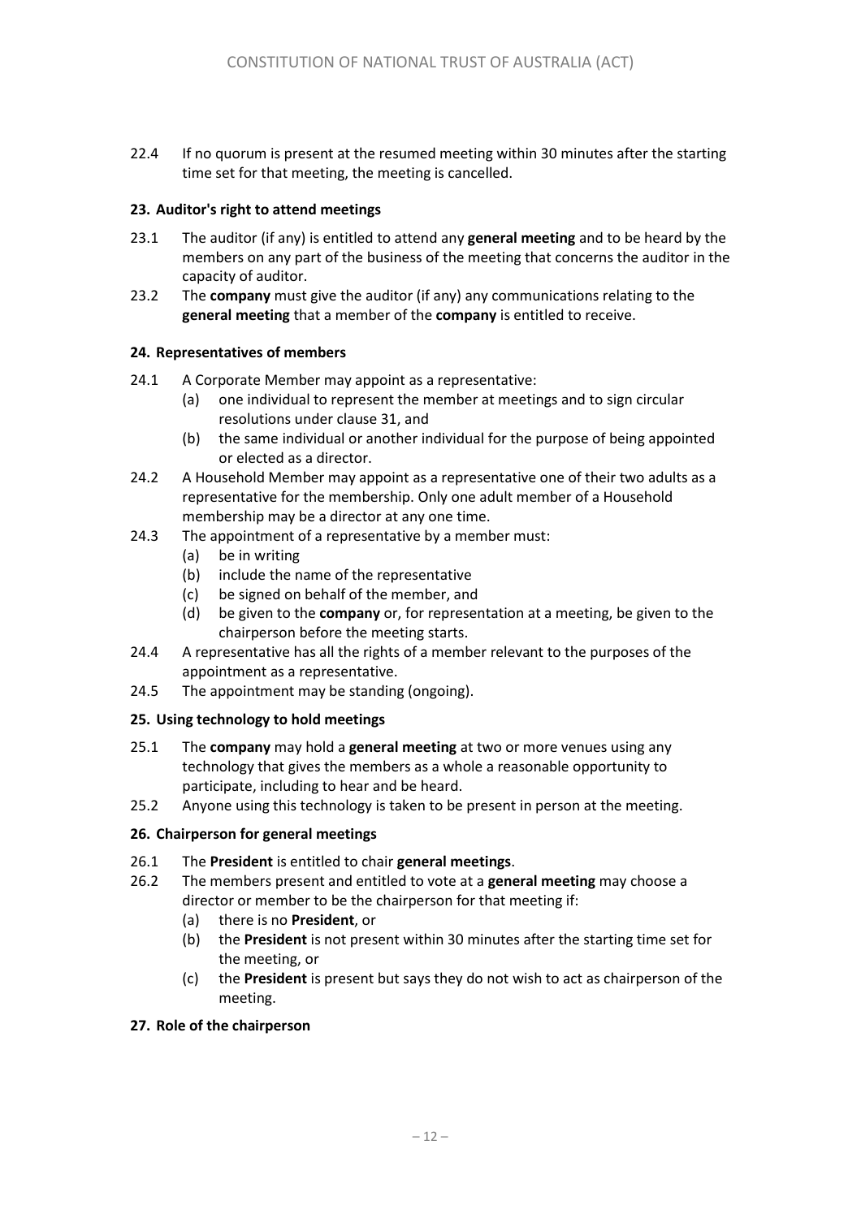22.4 If no quorum is present at the resumed meeting within 30 minutes after the starting time set for that meeting, the meeting is cancelled.

### 23. Auditor's right to attend meetings

23.1 The auditor (if any) is entitled to attend any **general meeting** and to be heard by the members on any part of the business of the meeting that concerns the auditor in the capacity of auditor.

23.2 The **company** must give the auditor (if any) any communications relating to the **general meeting** that a member of the **company** is entitled to receive.

### 24. Representatives of members

24.1 A Corporate Member may appoint as a representative:

- (a) one individual to represent the member at meetings and to sign circular resolutions under clause 31, and
- (b) the same individual or another individual for the purpose of being appointed or elected as a director.

24.2 A Household Member may appoint as a representative one of their two adults as a representative for the membership. Only one adult member of a Household membership may be a director at any one time.

24.3 The appointment of a representative by a member must:

- (a) be in writing
- (b) include the name of the representative
- (c) be signed on behalf of the member, and
- (d) be given to the **company** or, for representation at a meeting, be given to the chairperson before the meeting starts.

24.4 A representative has all the rights of a member relevant to the purposes of the appointment as a representative.

24.5 The appointment may be standing (ongoing).

### 25. Using technology to hold meetings

25.1 The **company** may hold a **general meeting** at two or more venues using any technology that gives the members as a whole a reasonable opportunity to participate, including to hear and be heard.

25.2 Anyone using this technology is taken to be present in person at the meeting.

### 26. Chairperson for general meetings

26.1 The **President** is entitled to chair **general meetings**.

26.2 The members present and entitled to vote at a **general meeting** may choose a director or member to be the chairperson for that meeting if:

- (a) there is no **President**, or
- (b) the **President** is not present within 30 minutes after the starting time set for the meeting, or
- (c) the **President** is present but says they do not wish to act as chairperson of the meeting.

### 27. Role of the chairperson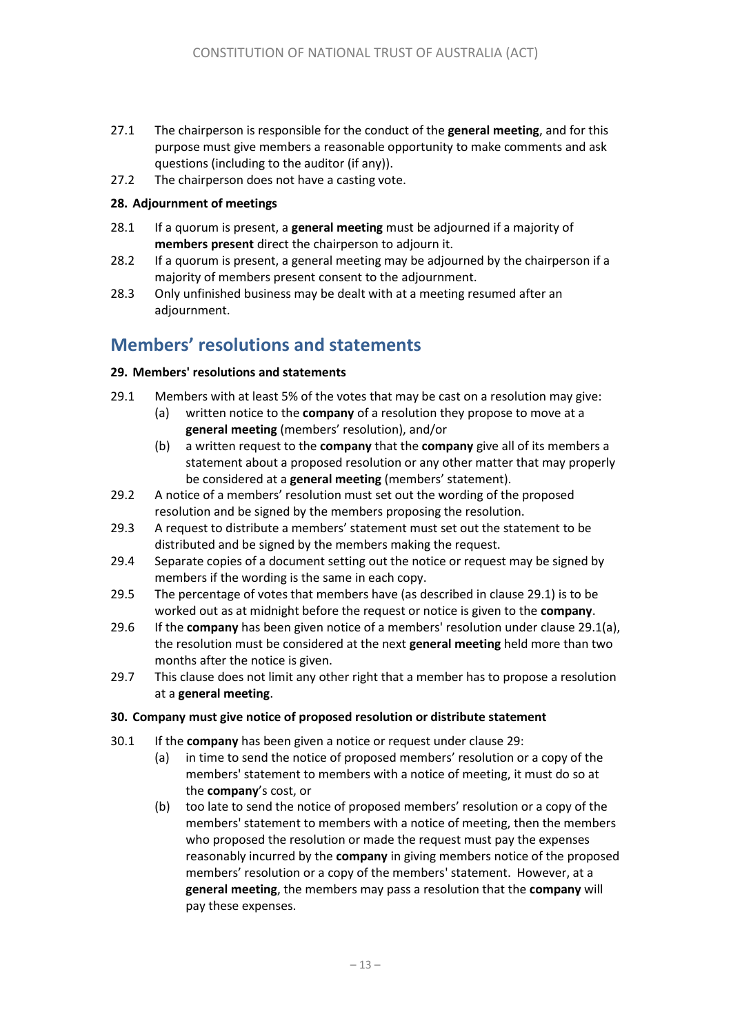27.1 The chairperson is responsible for the conduct of the **general meeting**, and for this purpose must give members a reasonable opportunity to make comments and ask questions (including to the auditor (if any)).

27.2 The chairperson does not have a casting vote.

**28. Adjournment of meetings**

28.1 If a quorum is present, a **general meeting** must be adjourned if a majority of **members present** direct the chairperson to adjourn it.

28.2 If a quorum is present, a general meeting may be adjourned by the chairperson if a majority of members present consent to the adjournment.

28.3 Only unfinished business may be dealt with at a meeting resumed after an adjournment.

## Members' resolutions and statements

**29. Members' resolutions and statements**

29.1 Members with at least 5% of the votes that may be cast on a resolution may give:

- (a) written notice to the **company** of a resolution they propose to move at a **general meeting** (members' resolution), and/or
- (b) a written request to the **company** that the **company** give all of its members a statement about a proposed resolution or any other matter that may properly be considered at a **general meeting** (members' statement).

29.2 A notice of a members' resolution must set out the wording of the proposed resolution and be signed by the members proposing the resolution.

29.3 A request to distribute a members' statement must set out the statement to be distributed and be signed by the members making the request.

29.4 Separate copies of a document setting out the notice or request may be signed by members if the wording is the same in each copy.

29.5 The percentage of votes that members have (as described in clause 29.1) is to be worked out as at midnight before the request or notice is given to the **company**.

29.6 If the **company** has been given notice of a members' resolution under clause 29.1(a), the resolution must be considered at the next **general meeting** held more than two months after the notice is given.

29.7 This clause does not limit any other right that a member has to propose a resolution at a **general meeting**.

**30. Company must give notice of proposed resolution or distribute statement**

30.1 If the **company** has been given a notice or request under clause 29:

- (a) in time to send the notice of proposed members' resolution or a copy of the members' statement to members with a notice of meeting, it must do so at the **company**'s cost, or
- (b) too late to send the notice of proposed members' resolution or a copy of the members' statement to members with a notice of meeting, then the members who proposed the resolution or made the request must pay the expenses reasonably incurred by the **company** in giving members notice of the proposed members' resolution or a copy of the members' statement. However, at a **general meeting**, the members may pass a resolution that the **company** will pay these expenses.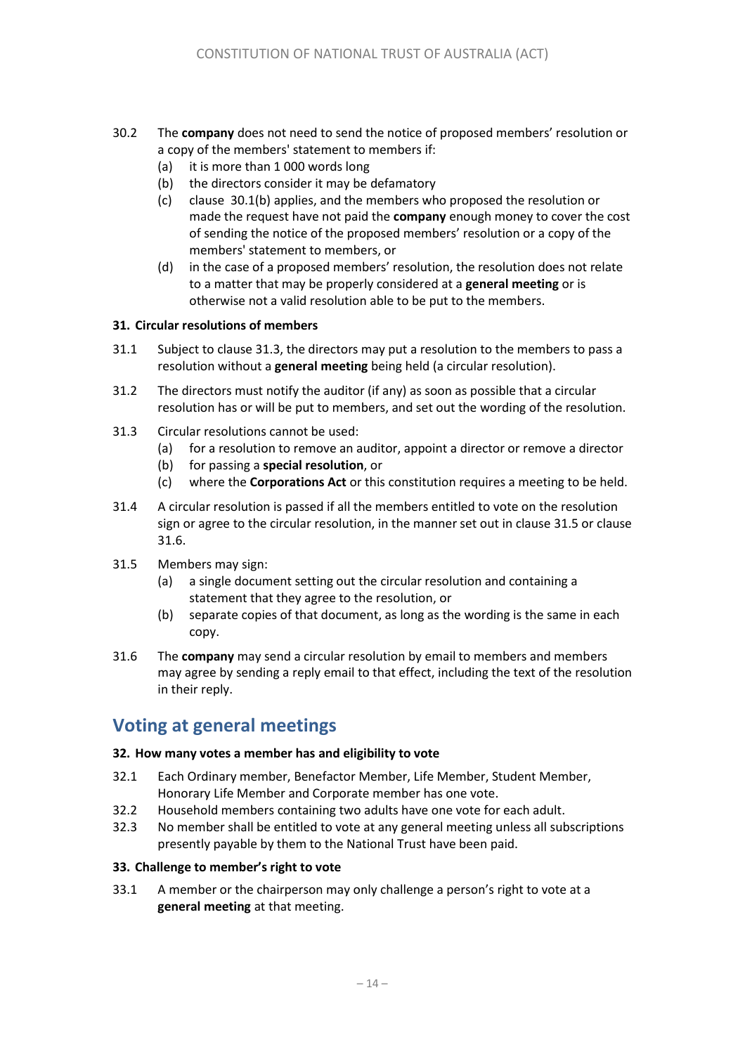30.2 The **company** does not need to send the notice of proposed members' resolution or a copy of the members' statement to members if:

- (a) it is more than 1 000 words long
- (b) the directors consider it may be defamatory
- (c) clause 30.1(b) applies, and the members who proposed the resolution or made the request have not paid the **company** enough money to cover the cost of sending the notice of the proposed members' resolution or a copy of the members' statement to members, or
- (d) in the case of a proposed members' resolution, the resolution does not relate to a matter that may be properly considered at a **general meeting** or is otherwise not a valid resolution able to be put to the members.

**31. Circular resolutions of members**

31.1 Subject to clause 31.3, the directors may put a resolution to the members to pass a resolution without a **general meeting** being held (a circular resolution).

31.2 The directors must notify the auditor (if any) as soon as possible that a circular resolution has or will be put to members, and set out the wording of the resolution.

31.3 Circular resolutions cannot be used:

- (a) for a resolution to remove an auditor, appoint a director or remove a director
- (b) for passing a **special resolution**, or
- (c) where the **Corporations Act** or this constitution requires a meeting to be held.

31.4 A circular resolution is passed if all the members entitled to vote on the resolution sign or agree to the circular resolution, in the manner set out in clause 31.5 or clause 31.6.

31.5 Members may sign:

- (a) a single document setting out the circular resolution and containing a statement that they agree to the resolution, or
- (b) separate copies of that document, as long as the wording is the same in each copy.

31.6 The **company** may send a circular resolution by email to members and members may agree by sending a reply email to that effect, including the text of the resolution in their reply.

## Voting at general meetings

**32. How many votes a member has and eligibility to vote**

32.1 Each Ordinary member, Benefactor Member, Life Member, Student Member, Honorary Life Member and Corporate member has one vote.

32.2 Household members containing two adults have one vote for each adult.

32.3 No member shall be entitled to vote at any general meeting unless all subscriptions presently payable by them to the National Trust have been paid.

**33. Challenge to member's right to vote**

33.1 A member or the chairperson may only challenge a person's right to vote at a **general meeting** at that meeting.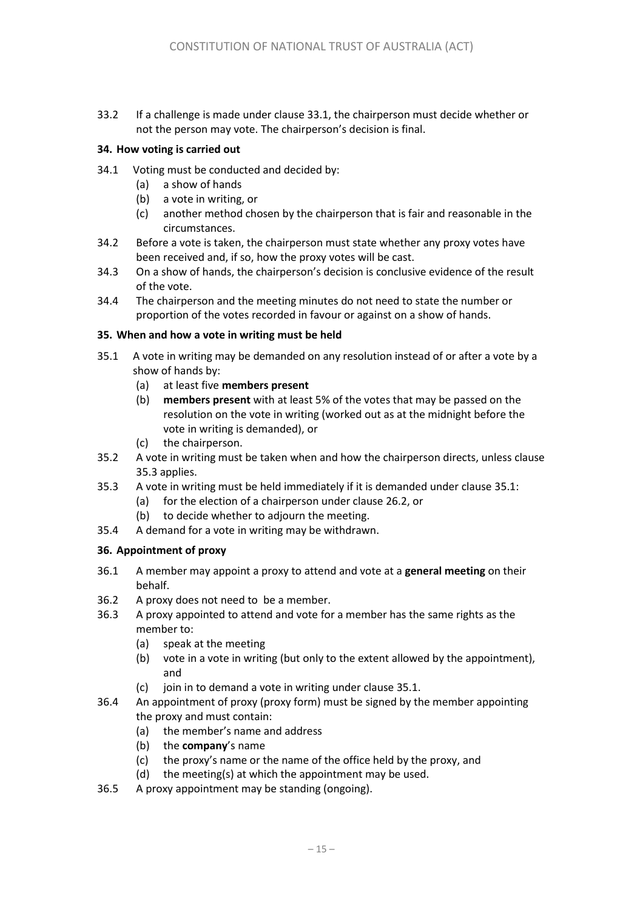33.2 If a challenge is made under clause 33.1, the chairperson must decide whether or not the person may vote. The chairperson's decision is final.

**34. How voting is carried out**

34.1 Voting must be conducted and decided by:

- (a) a show of hands
- (b) a vote in writing, or
- (c) another method chosen by the chairperson that is fair and reasonable in the circumstances.

34.2 Before a vote is taken, the chairperson must state whether any proxy votes have been received and, if so, how the proxy votes will be cast.

34.3 On a show of hands, the chairperson's decision is conclusive evidence of the result of the vote.

34.4 The chairperson and the meeting minutes do not need to state the number or proportion of the votes recorded in favour or against on a show of hands.

**35. When and how a vote in writing must be held**

35.1 A vote in writing may be demanded on any resolution instead of or after a vote by a show of hands by:

- (a) at least five **members present**
- (b) **members present** with at least 5% of the votes that may be passed on the resolution on the vote in writing (worked out as at the midnight before the vote in writing is demanded), or
- (c) the chairperson.

35.2 A vote in writing must be taken when and how the chairperson directs, unless clause 35.3 applies.

35.3 A vote in writing must be held immediately if it is demanded under clause 35.1:

- (a) for the election of a chairperson under clause 26.2, or
- (b) to decide whether to adjourn the meeting.

35.4 A demand for a vote in writing may be withdrawn.

**36. Appointment of proxy**

36.1 A member may appoint a proxy to attend and vote at a **general meeting** on their behalf.

36.2 A proxy does not need to be a member.

36.3 A proxy appointed to attend and vote for a member has the same rights as the member to:

- (a) speak at the meeting
- (b) vote in a vote in writing (but only to the extent allowed by the appointment), and
- (c) join in to demand a vote in writing under clause 35.1.

36.4 An appointment of proxy (proxy form) must be signed by the member appointing the proxy and must contain:

- (a) the member's name and address
- (b) the **company**'s name
- (c) the proxy's name or the name of the office held by the proxy, and
- (d) the meeting(s) at which the appointment may be used.

36.5 A proxy appointment may be standing (ongoing).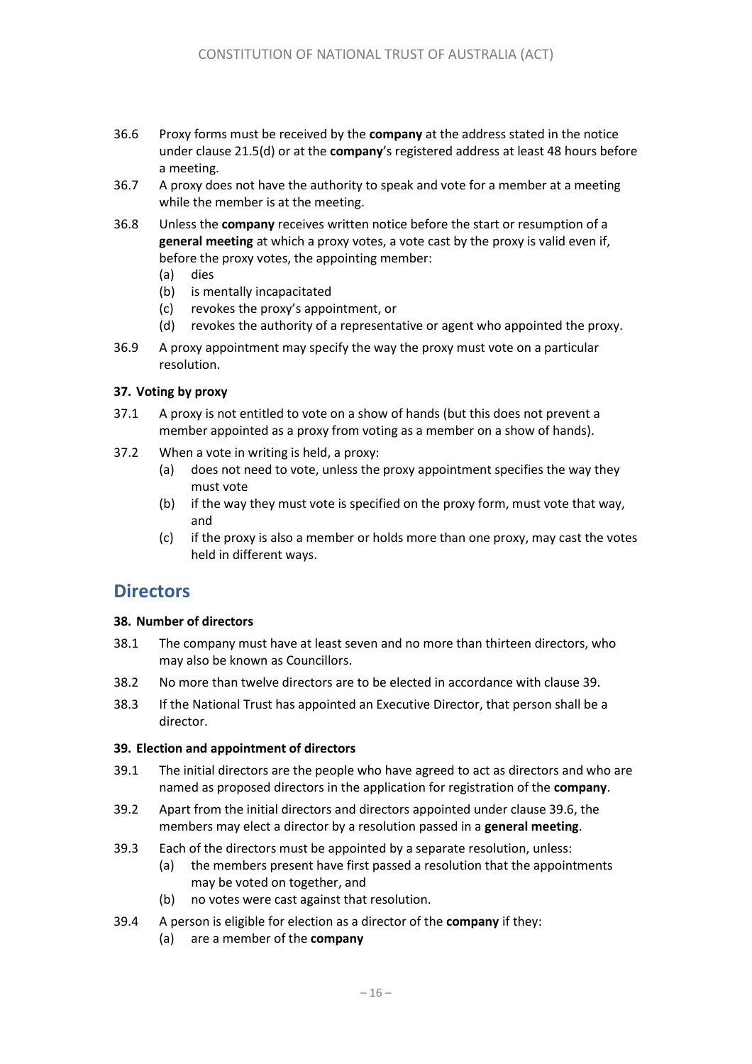36.6 Proxy forms must be received by the **company** at the address stated in the notice under clause 21.5(d) or at the **company**'s registered address at least 48 hours before a meeting.

36.7 A proxy does not have the authority to speak and vote for a member at a meeting while the member is at the meeting.

36.8 Unless the **company** receives written notice before the start or resumption of a **general meeting** at which a proxy votes, a vote cast by the proxy is valid even if, before the proxy votes, the appointing member:

- (a) dies
- (b) is mentally incapacitated
- (c) revokes the proxy's appointment, or
- (d) revokes the authority of a representative or agent who appointed the proxy.

36.9 A proxy appointment may specify the way the proxy must vote on a particular resolution.

#### 37. Voting by proxy

37.1 A proxy is not entitled to vote on a show of hands (but this does not prevent a member appointed as a proxy from voting as a member on a show of hands).

37.2 When a vote in writing is held, a proxy:

- (a) does not need to vote, unless the proxy appointment specifies the way they must vote
- (b) if the way they must vote is specified on the proxy form, must vote that way, and
- (c) if the proxy is also a member or holds more than one proxy, may cast the votes held in different ways.

## Directors

#### 38. Number of directors

38.1 The company must have at least seven and no more than thirteen directors, who may also be known as Councillors.

38.2 No more than twelve directors are to be elected in accordance with clause 39.

38.3 If the National Trust has appointed an Executive Director, that person shall be a director.

#### 39. Election and appointment of directors

39.1 The initial directors are the people who have agreed to act as directors and who are named as proposed directors in the application for registration of the **company**.

39.2 Apart from the initial directors and directors appointed under clause 39.6, the members may elect a director by a resolution passed in a **general meeting**.

39.3 Each of the directors must be appointed by a separate resolution, unless:

- (a) the members present have first passed a resolution that the appointments may be voted on together, and
- (b) no votes were cast against that resolution.

39.4 A person is eligible for election as a director of the **company** if they:

- (a) are a member of the **company**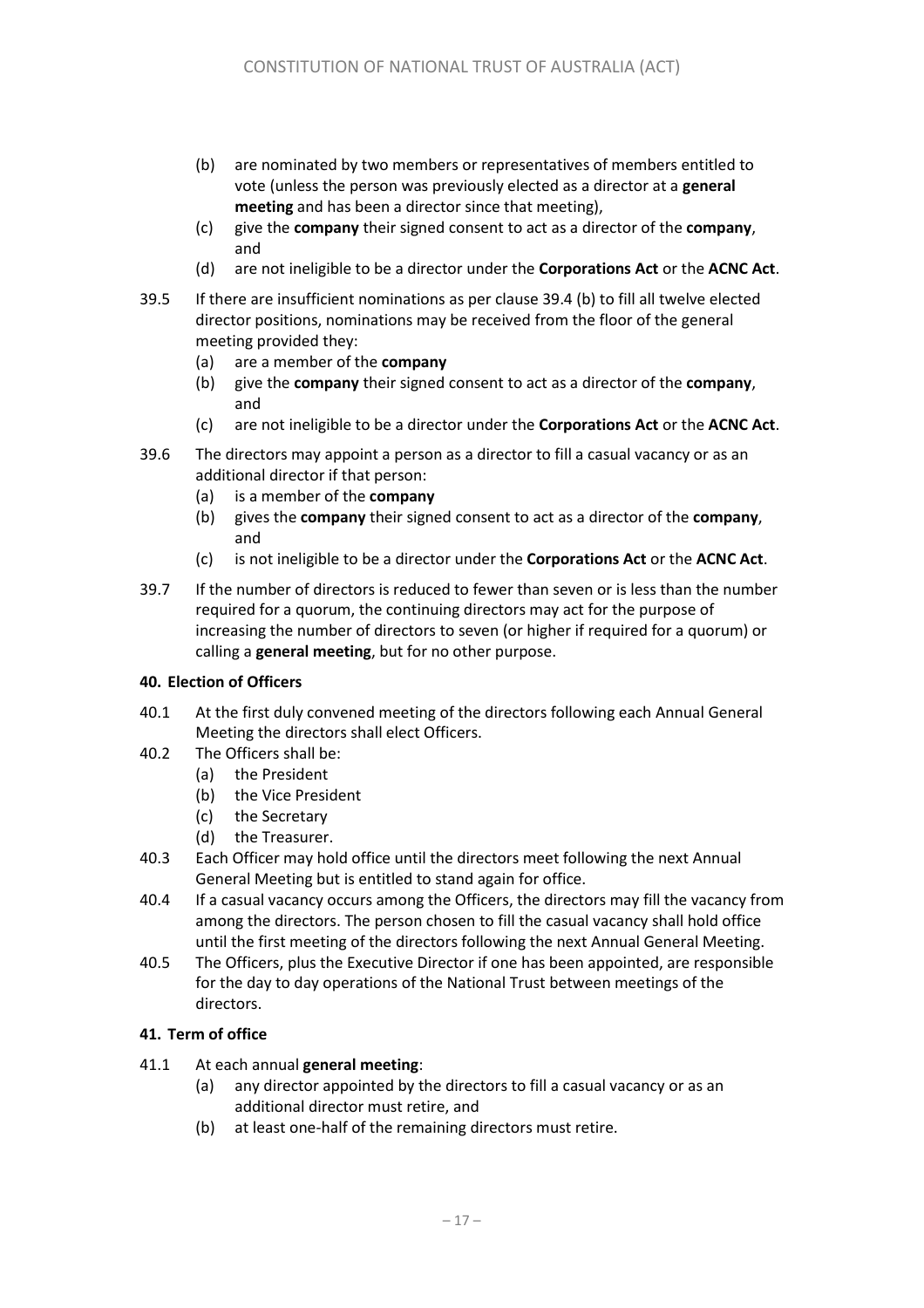(b) are nominated by two members or representatives of members entitled to vote (unless the person was previously elected as a director at a **general meeting** and has been a director since that meeting),

(c) give the **company** their signed consent to act as a director of the **company**, and

(d) are not ineligible to be a director under the **Corporations Act** or the **ACNC Act**.

39.5 If there are insufficient nominations as per clause 39.4 (b) to fill all twelve elected director positions, nominations may be received from the floor of the general meeting provided they:

(a) are a member of the **company**

(b) give the **company** their signed consent to act as a director of the **company**, and

(c) are not ineligible to be a director under the **Corporations Act** or the **ACNC Act**.

39.6 The directors may appoint a person as a director to fill a casual vacancy or as an additional director if that person:

(a) is a member of the **company**

(b) gives the **company** their signed consent to act as a director of the **company**, and

(c) is not ineligible to be a director under the **Corporations Act** or the **ACNC Act**.

39.7 If the number of directors is reduced to fewer than seven or is less than the number required for a quorum, the continuing directors may act for the purpose of increasing the number of directors to seven (or higher if required for a quorum) or calling a **general meeting**, but for no other purpose.

### 40. Election of Officers

40.1 At the first duly convened meeting of the directors following each Annual General Meeting the directors shall elect Officers.

40.2 The Officers shall be:

(a) the President

(b) the Vice President

(c) the Secretary

(d) the Treasurer.

40.3 Each Officer may hold office until the directors meet following the next Annual General Meeting but is entitled to stand again for office.

40.4 If a casual vacancy occurs among the Officers, the directors may fill the vacancy from among the directors. The person chosen to fill the casual vacancy shall hold office until the first meeting of the directors following the next Annual General Meeting.

40.5 The Officers, plus the Executive Director if one has been appointed, are responsible for the day to day operations of the National Trust between meetings of the directors.

### 41. Term of office

41.1 At each annual **general meeting**:

(a) any director appointed by the directors to fill a casual vacancy or as an additional director must retire, and

(b) at least one-half of the remaining directors must retire.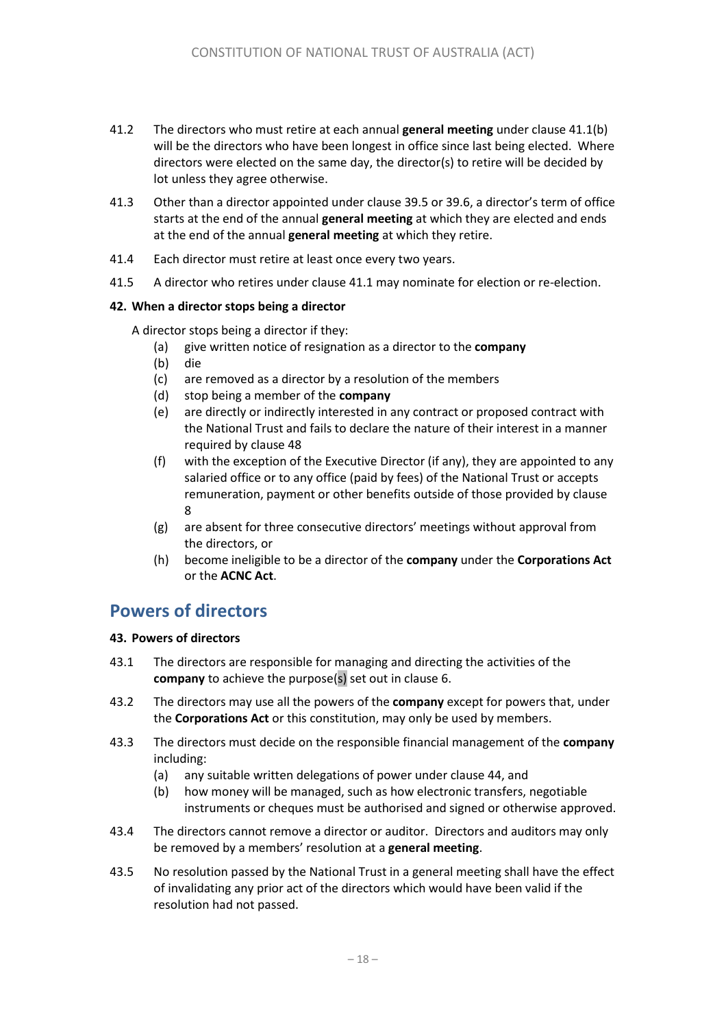41.2 The directors who must retire at each annual **general meeting** under clause 41.1(b) will be the directors who have been longest in office since last being elected. Where directors were elected on the same day, the director(s) to retire will be decided by lot unless they agree otherwise.

41.3 Other than a director appointed under clause 39.5 or 39.6, a director's term of office starts at the end of the annual **general meeting** at which they are elected and ends at the end of the annual **general meeting** at which they retire.

41.4 Each director must retire at least once every two years.

41.5 A director who retires under clause 41.1 may nominate for election or re-election.

**42. When a director stops being a director**

A director stops being a director if they:

- (a) give written notice of resignation as a director to the **company**
- (b) die
- (c) are removed as a director by a resolution of the members
- (d) stop being a member of the **company**
- (e) are directly or indirectly interested in any contract or proposed contract with the National Trust and fails to declare the nature of their interest in a manner required by clause 48
- (f) with the exception of the Executive Director (if any), they are appointed to any salaried office or to any office (paid by fees) of the National Trust or accepts remuneration, payment or other benefits outside of those provided by clause 8
- (g) are absent for three consecutive directors' meetings without approval from the directors, or
- (h) become ineligible to be a director of the **company** under the **Corporations Act** or the **ACNC Act**.

## Powers of directors

**43. Powers of directors**

43.1 The directors are responsible for managing and directing the activities of the **company** to achieve the purpose(s) set out in clause 6.

43.2 The directors may use all the powers of the **company** except for powers that, under the **Corporations Act** or this constitution, may only be used by members.

43.3 The directors must decide on the responsible financial management of the **company** including:

- (a) any suitable written delegations of power under clause 44, and
- (b) how money will be managed, such as how electronic transfers, negotiable instruments or cheques must be authorised and signed or otherwise approved.

43.4 The directors cannot remove a director or auditor. Directors and auditors may only be removed by a members' resolution at a **general meeting**.

43.5 No resolution passed by the National Trust in a general meeting shall have the effect of invalidating any prior act of the directors which would have been valid if the resolution had not passed.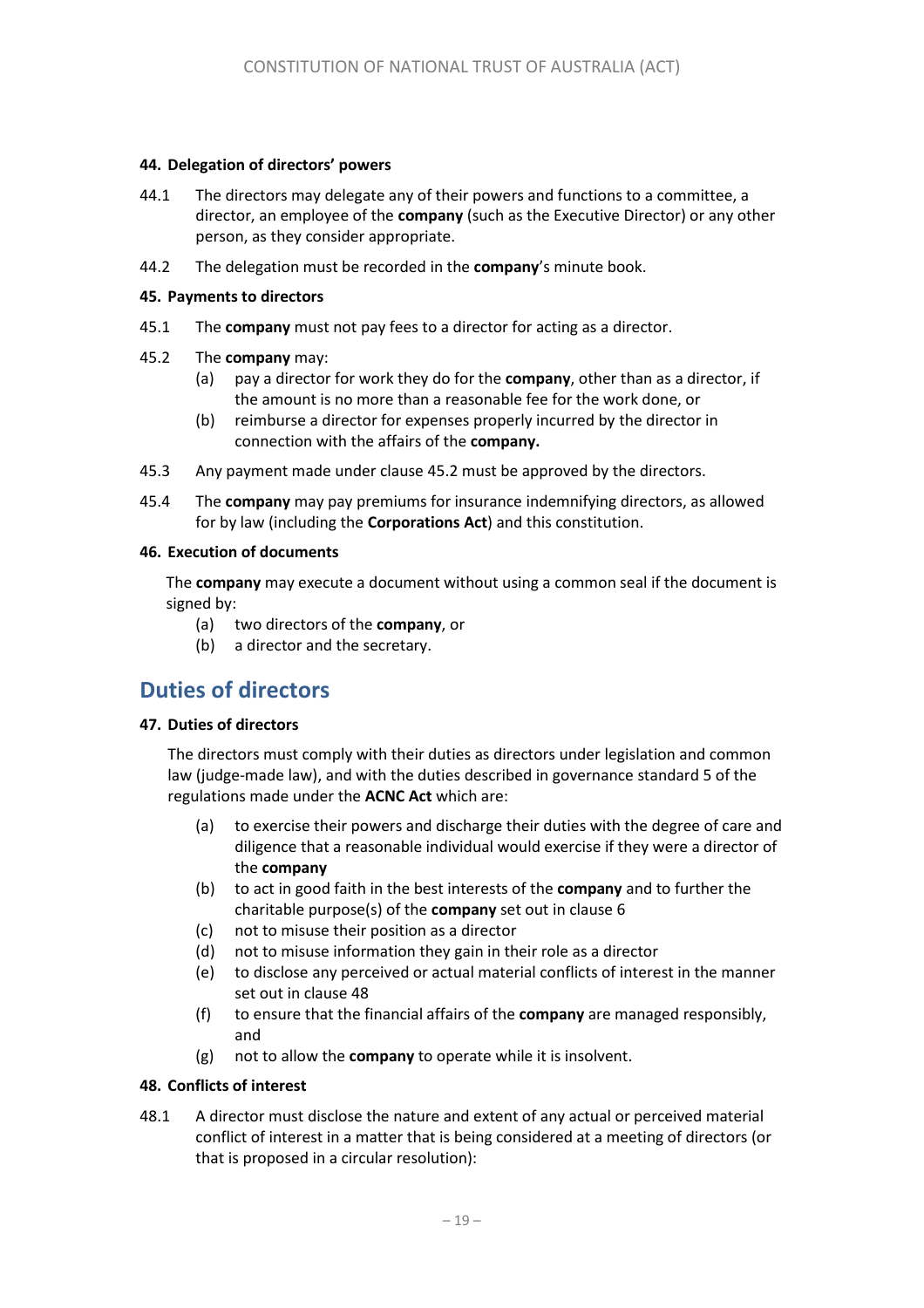#### 44. Delegation of directors' powers

44.1 The directors may delegate any of their powers and functions to a committee, a director, an employee of the **company** (such as the Executive Director) or any other person, as they consider appropriate.

44.2 The delegation must be recorded in the **company**'s minute book.

#### 45. Payments to directors

45.1 The **company** must not pay fees to a director for acting as a director.

45.2 The **company** may:

- (a) pay a director for work they do for the **company**, other than as a director, if the amount is no more than a reasonable fee for the work done, or
- (b) reimburse a director for expenses properly incurred by the director in connection with the affairs of the **company.**

45.3 Any payment made under clause 45.2 must be approved by the directors.

45.4 The **company** may pay premiums for insurance indemnifying directors, as allowed for by law (including the **Corporations Act**) and this constitution.

#### 46. Execution of documents

The **company** may execute a document without using a common seal if the document is signed by:

- (a) two directors of the **company**, or
- (b) a director and the secretary.

## Duties of directors

#### 47. Duties of directors

The directors must comply with their duties as directors under legislation and common law (judge-made law), and with the duties described in governance standard 5 of the regulations made under the **ACNC Act** which are:

- (a) to exercise their powers and discharge their duties with the degree of care and diligence that a reasonable individual would exercise if they were a director of the **company**
- (b) to act in good faith in the best interests of the **company** and to further the charitable purpose(s) of the **company** set out in clause 6
- (c) not to misuse their position as a director
- (d) not to misuse information they gain in their role as a director
- (e) to disclose any perceived or actual material conflicts of interest in the manner set out in clause 48
- (f) to ensure that the financial affairs of the **company** are managed responsibly, and
- (g) not to allow the **company** to operate while it is insolvent.

#### 48. Conflicts of interest

48.1 A director must disclose the nature and extent of any actual or perceived material conflict of interest in a matter that is being considered at a meeting of directors (or that is proposed in a circular resolution):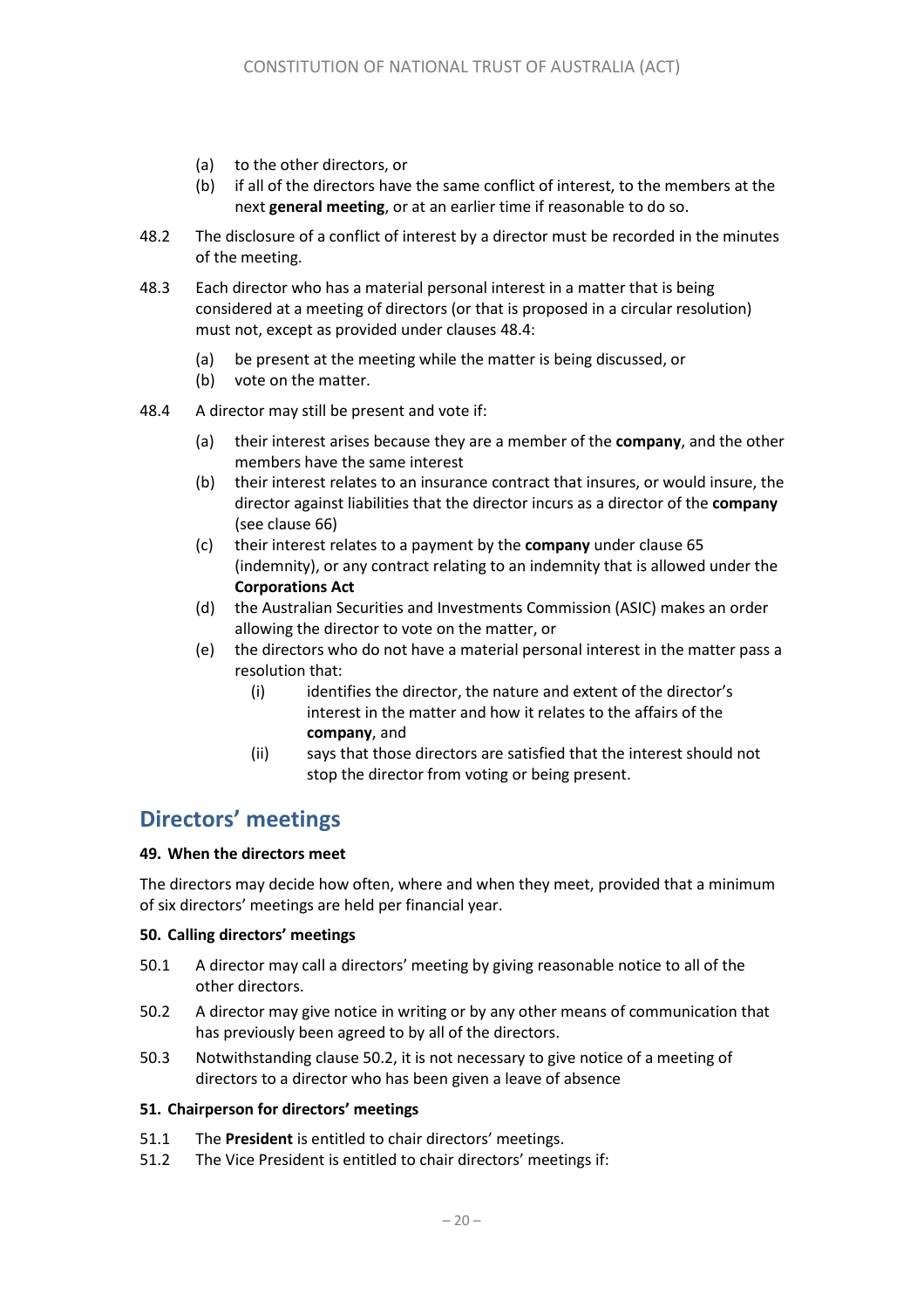(a) to the other directors, or
(b) if all of the directors have the same conflict of interest, to the members at the next **general meeting**, or at an earlier time if reasonable to do so.

48.2 The disclosure of a conflict of interest by a director must be recorded in the minutes of the meeting.

48.3 Each director who has a material personal interest in a matter that is being considered at a meeting of directors (or that is proposed in a circular resolution) must not, except as provided under clauses 48.4:

(a) be present at the meeting while the matter is being discussed, or
(b) vote on the matter.

48.4 A director may still be present and vote if:

(a) their interest arises because they are a member of the **company**, and the other members have the same interest
(b) their interest relates to an insurance contract that insures, or would insure, the director against liabilities that the director incurs as a director of the **company** (see clause 66)
(c) their interest relates to a payment by the **company** under clause 65 (indemnity), or any contract relating to an indemnity that is allowed under the **Corporations Act**
(d) the Australian Securities and Investments Commission (ASIC) makes an order allowing the director to vote on the matter, or
(e) the directors who do not have a material personal interest in the matter pass a resolution that:
   (i) identifies the director, the nature and extent of the director's interest in the matter and how it relates to the affairs of the **company**, and
   (ii) says that those directors are satisfied that the interest should not stop the director from voting or being present.

## Directors' meetings

**49. When the directors meet**

The directors may decide how often, where and when they meet, provided that a minimum of six directors' meetings are held per financial year.

**50. Calling directors' meetings**

50.1 A director may call a directors' meeting by giving reasonable notice to all of the other directors.

50.2 A director may give notice in writing or by any other means of communication that has previously been agreed to by all of the directors.

50.3 Notwithstanding clause 50.2, it is not necessary to give notice of a meeting of directors to a director who has been given a leave of absence

**51. Chairperson for directors' meetings**

51.1 The **President** is entitled to chair directors' meetings.

51.2 The Vice President is entitled to chair directors' meetings if: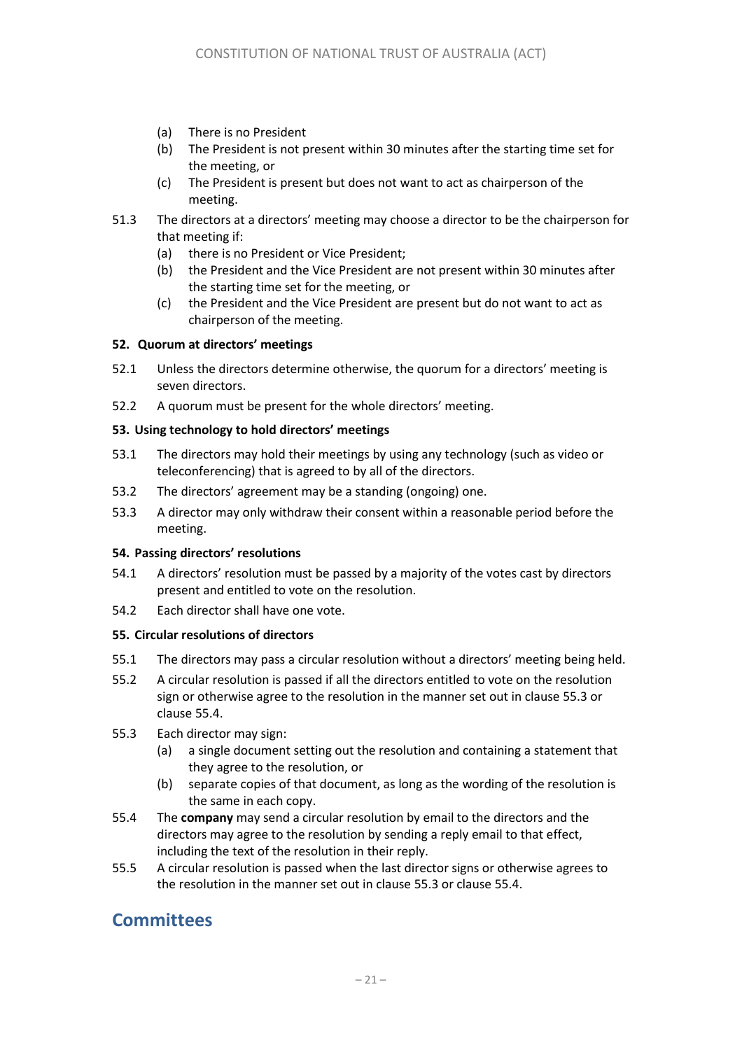(a) There is no President
(b) The President is not present within 30 minutes after the starting time set for the meeting, or
(c) The President is present but does not want to act as chairperson of the meeting.

51.3 The directors at a directors' meeting may choose a director to be the chairperson for that meeting if:
(a) there is no President or Vice President;
(b) the President and the Vice President are not present within 30 minutes after the starting time set for the meeting, or
(c) the President and the Vice President are present but do not want to act as chairperson of the meeting.

**52. Quorum at directors' meetings**

52.1 Unless the directors determine otherwise, the quorum for a directors' meeting is seven directors.

52.2 A quorum must be present for the whole directors' meeting.

**53. Using technology to hold directors' meetings**

53.1 The directors may hold their meetings by using any technology (such as video or teleconferencing) that is agreed to by all of the directors.

53.2 The directors' agreement may be a standing (ongoing) one.

53.3 A director may only withdraw their consent within a reasonable period before the meeting.

**54. Passing directors' resolutions**

54.1 A directors' resolution must be passed by a majority of the votes cast by directors present and entitled to vote on the resolution.

54.2 Each director shall have one vote.

**55. Circular resolutions of directors**

55.1 The directors may pass a circular resolution without a directors' meeting being held.

55.2 A circular resolution is passed if all the directors entitled to vote on the resolution sign or otherwise agree to the resolution in the manner set out in clause 55.3 or clause 55.4.

55.3 Each director may sign:
(a) a single document setting out the resolution and containing a statement that they agree to the resolution, or
(b) separate copies of that document, as long as the wording of the resolution is the same in each copy.

55.4 The **company** may send a circular resolution by email to the directors and the directors may agree to the resolution by sending a reply email to that effect, including the text of the resolution in their reply.

55.5 A circular resolution is passed when the last director signs or otherwise agrees to the resolution in the manner set out in clause 55.3 or clause 55.4.

## Committees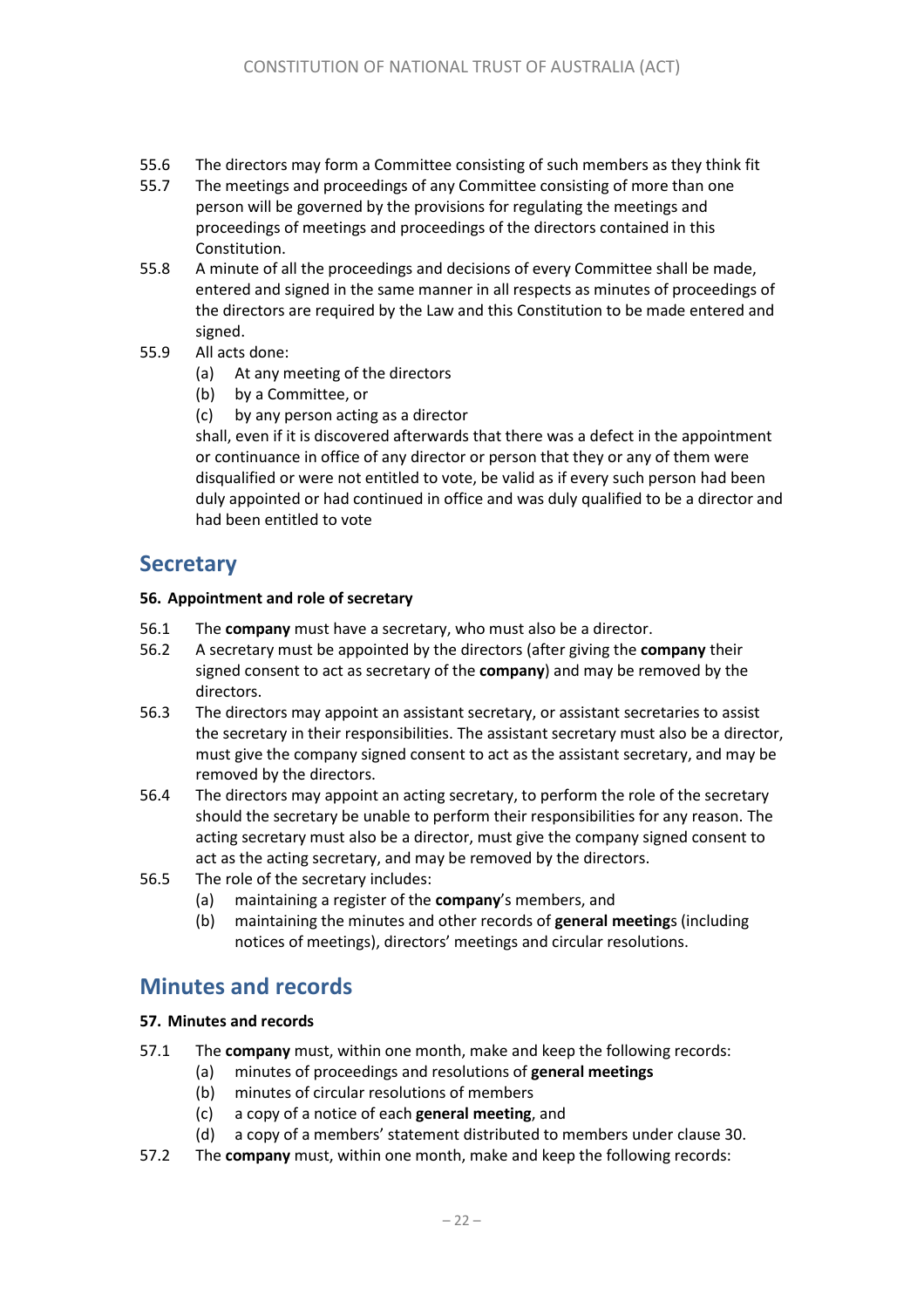55.6 The directors may form a Committee consisting of such members as they think fit

55.7 The meetings and proceedings of any Committee consisting of more than one person will be governed by the provisions for regulating the meetings and proceedings of meetings and proceedings of the directors contained in this Constitution.

55.8 A minute of all the proceedings and decisions of every Committee shall be made, entered and signed in the same manner in all respects as minutes of proceedings of the directors are required by the Law and this Constitution to be made entered and signed.

55.9 All acts done:

(a) At any meeting of the directors

(b) by a Committee, or

(c) by any person acting as a director

shall, even if it is discovered afterwards that there was a defect in the appointment or continuance in office of any director or person that they or any of them were disqualified or were not entitled to vote, be valid as if every such person had been duly appointed or had continued in office and was duly qualified to be a director and had been entitled to vote

## Secretary

### 56. Appointment and role of secretary

56.1 The **company** must have a secretary, who must also be a director.

56.2 A secretary must be appointed by the directors (after giving the **company** their signed consent to act as secretary of the **company**) and may be removed by the directors.

56.3 The directors may appoint an assistant secretary, or assistant secretaries to assist the secretary in their responsibilities. The assistant secretary must also be a director, must give the company signed consent to act as the assistant secretary, and may be removed by the directors.

56.4 The directors may appoint an acting secretary, to perform the role of the secretary should the secretary be unable to perform their responsibilities for any reason. The acting secretary must also be a director, must give the company signed consent to act as the acting secretary, and may be removed by the directors.

56.5 The role of the secretary includes:

(a) maintaining a register of the **company**'s members, and

(b) maintaining the minutes and other records of **general meeting**s (including notices of meetings), directors' meetings and circular resolutions.

## Minutes and records

### 57. Minutes and records

57.1 The **company** must, within one month, make and keep the following records:

(a) minutes of proceedings and resolutions of **general meetings**

(b) minutes of circular resolutions of members

(c) a copy of a notice of each **general meeting**, and

(d) a copy of a members' statement distributed to members under clause 30.

57.2 The **company** must, within one month, make and keep the following records: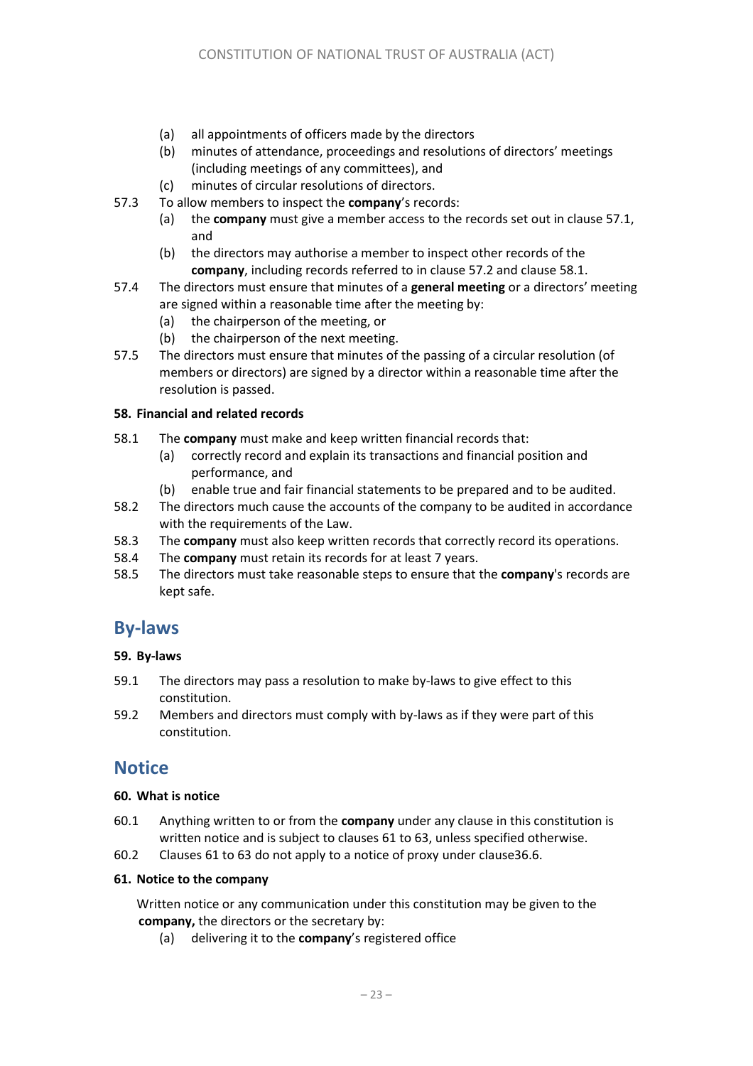(a) all appointments of officers made by the directors
(b) minutes of attendance, proceedings and resolutions of directors' meetings (including meetings of any committees), and
(c) minutes of circular resolutions of directors.

57.3 To allow members to inspect the **company**'s records:
(a) the **company** must give a member access to the records set out in clause 57.1, and
(b) the directors may authorise a member to inspect other records of the **company**, including records referred to in clause 57.2 and clause 58.1.

57.4 The directors must ensure that minutes of a **general meeting** or a directors' meeting are signed within a reasonable time after the meeting by:
(a) the chairperson of the meeting, or
(b) the chairperson of the next meeting.

57.5 The directors must ensure that minutes of the passing of a circular resolution (of members or directors) are signed by a director within a reasonable time after the resolution is passed.

#### 58. Financial and related records

58.1 The **company** must make and keep written financial records that:
(a) correctly record and explain its transactions and financial position and performance, and
(b) enable true and fair financial statements to be prepared and to be audited.

58.2 The directors much cause the accounts of the company to be audited in accordance with the requirements of the Law.

58.3 The **company** must also keep written records that correctly record its operations.

58.4 The **company** must retain its records for at least 7 years.

58.5 The directors must take reasonable steps to ensure that the **company**'s records are kept safe.

## By-laws

#### 59. By-laws

59.1 The directors may pass a resolution to make by-laws to give effect to this constitution.

59.2 Members and directors must comply with by-laws as if they were part of this constitution.

## Notice

#### 60. What is notice

60.1 Anything written to or from the **company** under any clause in this constitution is written notice and is subject to clauses 61 to 63, unless specified otherwise.

60.2 Clauses 61 to 63 do not apply to a notice of proxy under clause36.6.

#### 61. Notice to the company

Written notice or any communication under this constitution may be given to the **company,** the directors or the secretary by:
(a) delivering it to the **company**'s registered office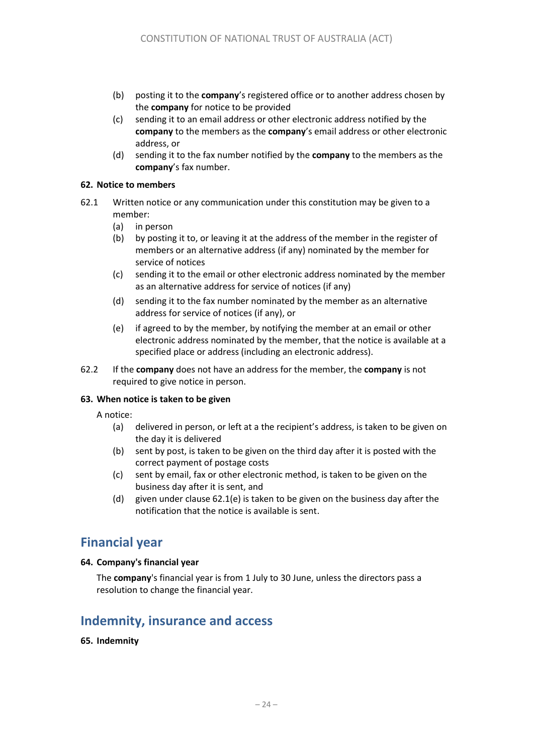(b) posting it to the **company**’s registered office or to another address chosen by the **company** for notice to be provided

(c) sending it to an email address or other electronic address notified by the **company** to the members as the **company**’s email address or other electronic address, or

(d) sending it to the fax number notified by the **company** to the members as the **company**’s fax number.

**62. Notice to members**

62.1 Written notice or any communication under this constitution may be given to a member:

(a) in person

(b) by posting it to, or leaving it at the address of the member in the register of members or an alternative address (if any) nominated by the member for service of notices

(c) sending it to the email or other electronic address nominated by the member as an alternative address for service of notices (if any)

(d) sending it to the fax number nominated by the member as an alternative address for service of notices (if any), or

(e) if agreed to by the member, by notifying the member at an email or other electronic address nominated by the member, that the notice is available at a specified place or address (including an electronic address).

62.2 If the **company** does not have an address for the member, the **company** is not required to give notice in person.

**63. When notice is taken to be given**

A notice:

(a) delivered in person, or left at a the recipient’s address, is taken to be given on the day it is delivered

(b) sent by post, is taken to be given on the third day after it is posted with the correct payment of postage costs

(c) sent by email, fax or other electronic method, is taken to be given on the business day after it is sent, and

(d) given under clause 62.1(e) is taken to be given on the business day after the notification that the notice is available is sent.

## Financial year

**64. Company's financial year**

The **company**'s financial year is from 1 July to 30 June, unless the directors pass a resolution to change the financial year.

## Indemnity, insurance and access

**65. Indemnity**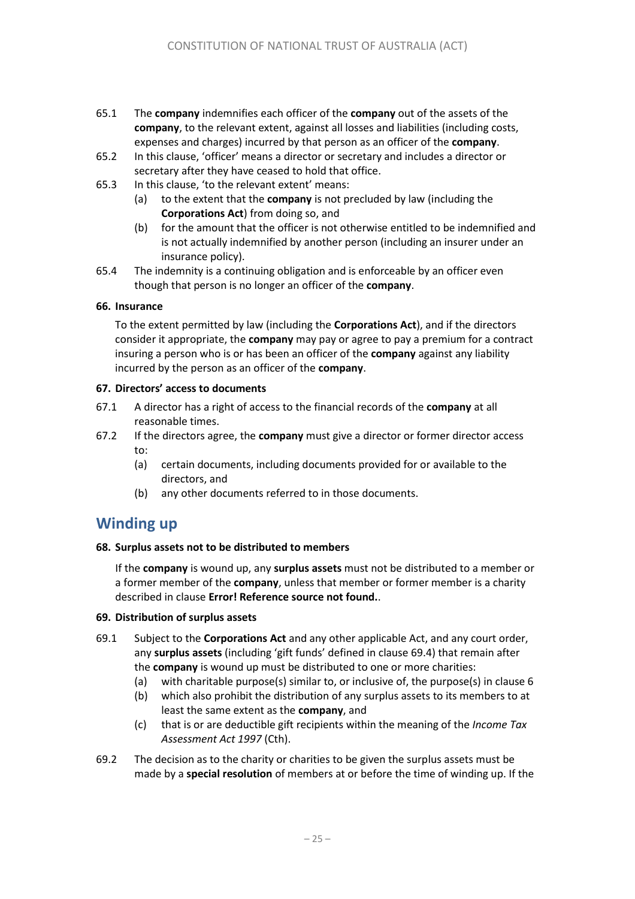65.1 The **company** indemnifies each officer of the **company** out of the assets of the **company**, to the relevant extent, against all losses and liabilities (including costs, expenses and charges) incurred by that person as an officer of the **company**.

65.2 In this clause, 'officer' means a director or secretary and includes a director or secretary after they have ceased to hold that office.

65.3 In this clause, 'to the relevant extent' means:

(a) to the extent that the **company** is not precluded by law (including the **Corporations Act**) from doing so, and

(b) for the amount that the officer is not otherwise entitled to be indemnified and is not actually indemnified by another person (including an insurer under an insurance policy).

65.4 The indemnity is a continuing obligation and is enforceable by an officer even though that person is no longer an officer of the **company**.

### 66. Insurance

To the extent permitted by law (including the **Corporations Act**), and if the directors consider it appropriate, the **company** may pay or agree to pay a premium for a contract insuring a person who is or has been an officer of the **company** against any liability incurred by the person as an officer of the **company**.

### 67. Directors' access to documents

67.1 A director has a right of access to the financial records of the **company** at all reasonable times.

67.2 If the directors agree, the **company** must give a director or former director access to:

(a) certain documents, including documents provided for or available to the directors, and

(b) any other documents referred to in those documents.

## Winding up

### 68. Surplus assets not to be distributed to members

If the **company** is wound up, any **surplus assets** must not be distributed to a member or a former member of the **company**, unless that member or former member is a charity described in clause **Error! Reference source not found.**.

### 69. Distribution of surplus assets

69.1 Subject to the **Corporations Act** and any other applicable Act, and any court order, any **surplus assets** (including 'gift funds' defined in clause 69.4) that remain after the **company** is wound up must be distributed to one or more charities:

(a) with charitable purpose(s) similar to, or inclusive of, the purpose(s) in clause 6

(b) which also prohibit the distribution of any surplus assets to its members to at least the same extent as the **company**, and

(c) that is or are deductible gift recipients within the meaning of the *Income Tax Assessment Act 1997* (Cth).

69.2 The decision as to the charity or charities to be given the surplus assets must be made by a **special resolution** of members at or before the time of winding up. If the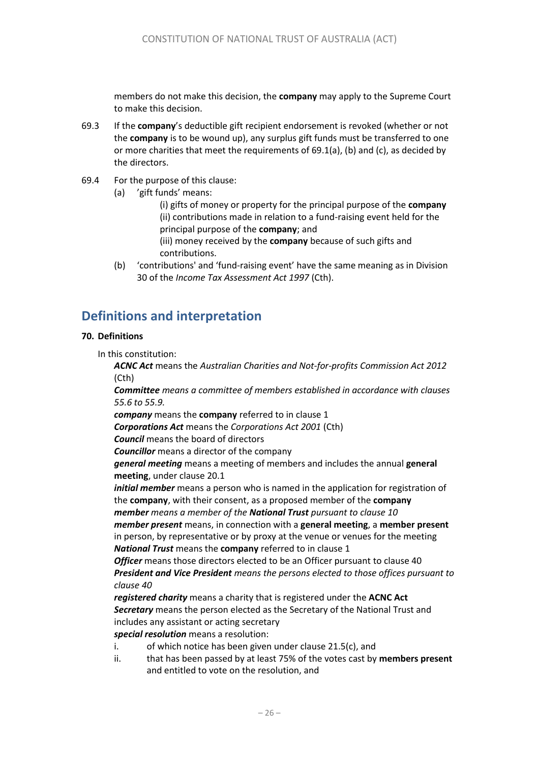members do not make this decision, the **company** may apply to the Supreme Court to make this decision.

69.3 If the **company**'s deductible gift recipient endorsement is revoked (whether or not the **company** is to be wound up), any surplus gift funds must be transferred to one or more charities that meet the requirements of 69.1(a), (b) and (c), as decided by the directors.

69.4 For the purpose of this clause:

(a) 'gift funds' means:

(i) gifts of money or property for the principal purpose of the **company**
(ii) contributions made in relation to a fund-raising event held for the principal purpose of the **company**; and
(iii) money received by the **company** because of such gifts and contributions.

(b) 'contributions' and 'fund-raising event' have the same meaning as in Division 30 of the *Income Tax Assessment Act 1997* (Cth).

## Definitions and interpretation

### 70. Definitions

In this constitution:

***ACNC Act*** means the *Australian Charities and Not-for-profits Commission Act 2012* (Cth)
***Committee*** *means a committee of members established in accordance with clauses 55.6 to 55.9.*
***company*** means the **company** referred to in clause 1
***Corporations Act*** means the *Corporations Act 2001* (Cth)
***Council*** means the board of directors
***Councillor*** means a director of the company
***general meeting*** means a meeting of members and includes the annual **general meeting**, under clause 20.1
***initial member*** means a person who is named in the application for registration of the **company**, with their consent, as a proposed member of the **company**
***member*** *means a member of the* ***National Trust*** *pursuant to clause 10*
***member present*** means, in connection with a **general meeting**, a **member present** in person, by representative or by proxy at the venue or venues for the meeting
***National Trust*** means the **company** referred to in clause 1
***Officer*** means those directors elected to be an Officer pursuant to clause 40
***President and Vice President*** *means the persons elected to those offices pursuant to clause 40*
***registered charity*** means a charity that is registered under the **ACNC Act**
***Secretary*** means the person elected as the Secretary of the National Trust and includes any assistant or acting secretary
***special resolution*** means a resolution:

i. of which notice has been given under clause 21.5(c), and
ii. that has been passed by at least 75% of the votes cast by **members present** and entitled to vote on the resolution, and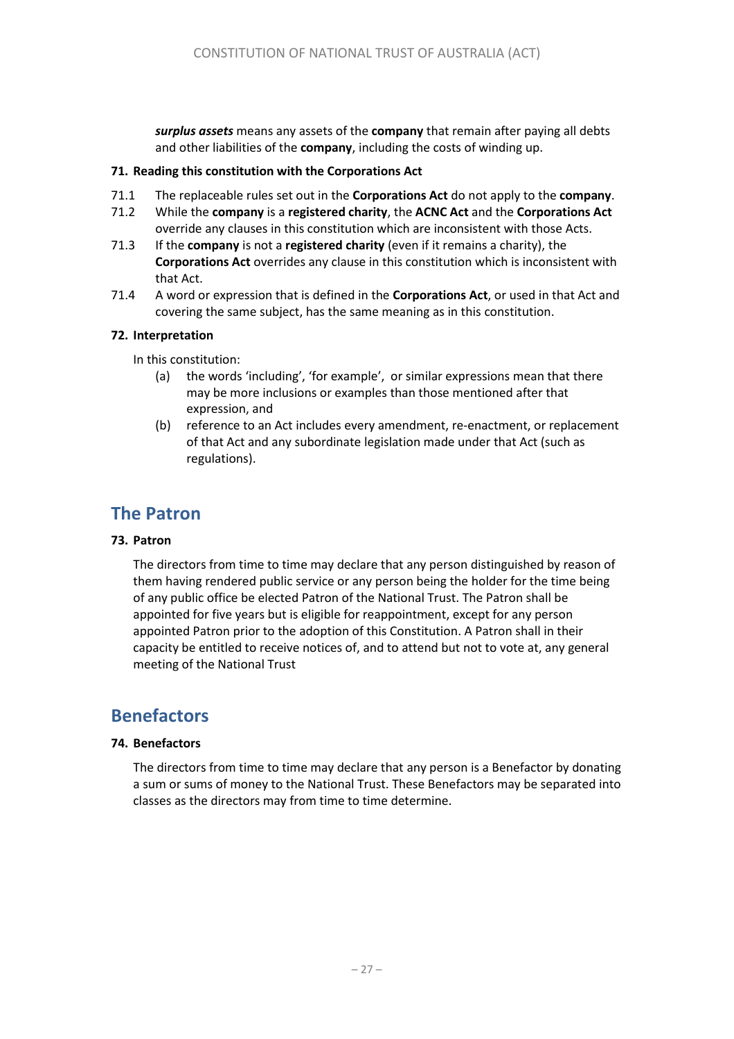***surplus assets*** means any assets of the **company** that remain after paying all debts and other liabilities of the **company**, including the costs of winding up.

### 71. Reading this constitution with the Corporations Act

71.1 The replaceable rules set out in the **Corporations Act** do not apply to the **company**.

71.2 While the **company** is a **registered charity**, the **ACNC Act** and the **Corporations Act** override any clauses in this constitution which are inconsistent with those Acts.

71.3 If the **company** is not a **registered charity** (even if it remains a charity), the **Corporations Act** overrides any clause in this constitution which is inconsistent with that Act.

71.4 A word or expression that is defined in the **Corporations Act**, or used in that Act and covering the same subject, has the same meaning as in this constitution.

### 72. Interpretation

In this constitution:

(a) the words 'including', 'for example', or similar expressions mean that there may be more inclusions or examples than those mentioned after that expression, and

(b) reference to an Act includes every amendment, re-enactment, or replacement of that Act and any subordinate legislation made under that Act (such as regulations).

## The Patron

### 73. Patron

The directors from time to time may declare that any person distinguished by reason of them having rendered public service or any person being the holder for the time being of any public office be elected Patron of the National Trust. The Patron shall be appointed for five years but is eligible for reappointment, except for any person appointed Patron prior to the adoption of this Constitution. A Patron shall in their capacity be entitled to receive notices of, and to attend but not to vote at, any general meeting of the National Trust

## Benefactors

### 74. Benefactors

The directors from time to time may declare that any person is a Benefactor by donating a sum or sums of money to the National Trust. These Benefactors may be separated into classes as the directors may from time to time determine.